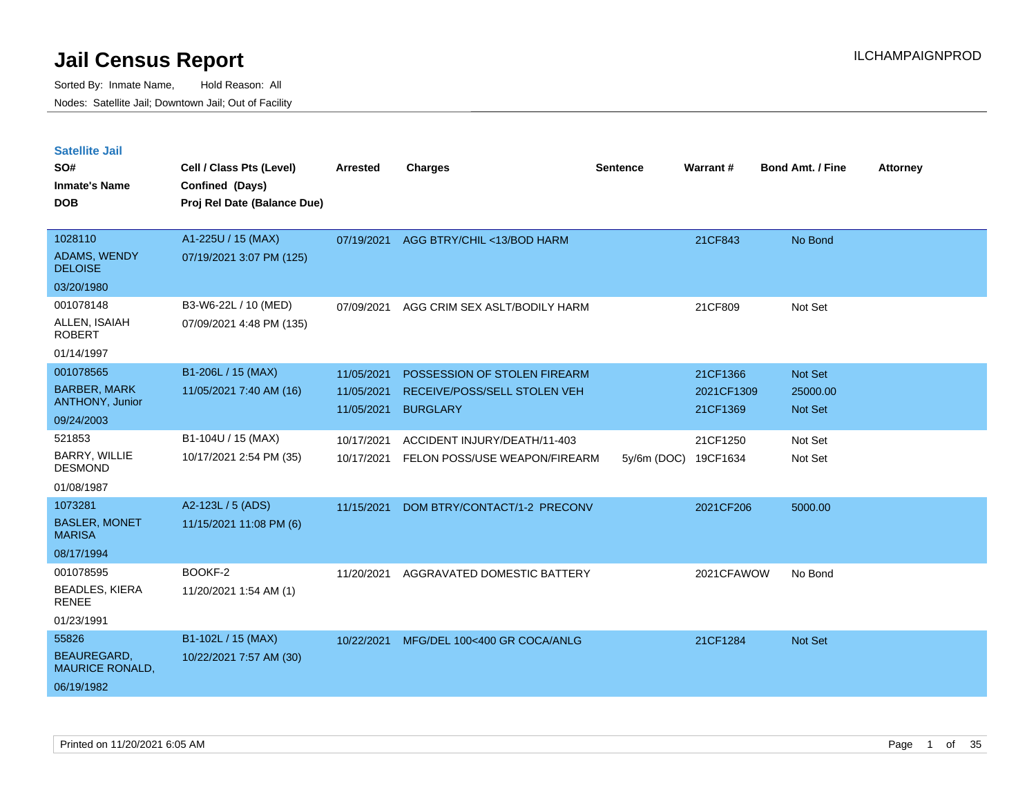# Jail Census Report

ILCHAMPAIGNPROD

Sorted By: Inmate Name, Hold Reason: All

Nodes: Satellite Jail; Downtown Jail; Out of Facility

## Satellite Jail

| SO# / Inmate's Name / DOB | Cell / Class Pts (Level) / Confined (Days) / Proj Rel Date (Balance Due) | Arrested | Charges | Sentence | Warrant # | Bond Amt. / Fine | Attorney |
|---|---|---|---|---|---|---|---|
| 1028110<br>ADAMS, WENDY DELOISE<br>03/20/1980 | A1-225U / 15 (MAX)<br>07/19/2021 3:07 PM (125) | 07/19/2021 | AGG BTRY/CHIL <13/BOD HARM | | 21CF843 | No Bond | |
| 001078148<br>ALLEN, ISAIAH ROBERT<br>01/14/1997 | B3-W6-22L / 10 (MED)<br>07/09/2021 4:48 PM (135) | 07/09/2021 | AGG CRIM SEX ASLT/BODILY HARM | | 21CF809 | Not Set | |
| 001078565<br>BARBER, MARK ANTHONY, Junior<br>09/24/2003 | B1-206L / 15 (MAX)<br>11/05/2021 7:40 AM (16) | 11/05/2021<br>11/05/2021<br>11/05/2021 | POSSESSION OF STOLEN FIREARM<br>RECEIVE/POSS/SELL STOLEN VEH<br>BURGLARY | | 21CF1366<br>2021CF1309<br>21CF1369 | Not Set<br>25000.00<br>Not Set | |
| 521853<br>BARRY, WILLIE DESMOND<br>01/08/1987 | B1-104U / 15 (MAX)<br>10/17/2021 2:54 PM (35) | 10/17/2021<br>10/17/2021 | ACCIDENT INJURY/DEATH/11-403<br>FELON POSS/USE WEAPON/FIREARM | <br>5y/6m (DOC) | 21CF1250<br>19CF1634 | Not Set<br>Not Set | |
| 1073281<br>BASLER, MONET MARISA<br>08/17/1994 | A2-123L / 5 (ADS)<br>11/15/2021 11:08 PM (6) | 11/15/2021 | DOM BTRY/CONTACT/1-2 PRECONV | | 2021CF206 | 5000.00 | |
| 001078595<br>BEADLES, KIERA RENEE<br>01/23/1991 | BOOKF-2<br>11/20/2021 1:54 AM (1) | 11/20/2021 | AGGRAVATED DOMESTIC BATTERY | | 2021CFAWOW | No Bond | |
| 55826<br>BEAUREGARD, MAURICE RONALD,<br>06/19/1982 | B1-102L / 15 (MAX)<br>10/22/2021 7:57 AM (30) | 10/22/2021 | MFG/DEL 100<400 GR COCA/ANLG | | 21CF1284 | Not Set | |

Printed on 11/20/2021 6:05 AM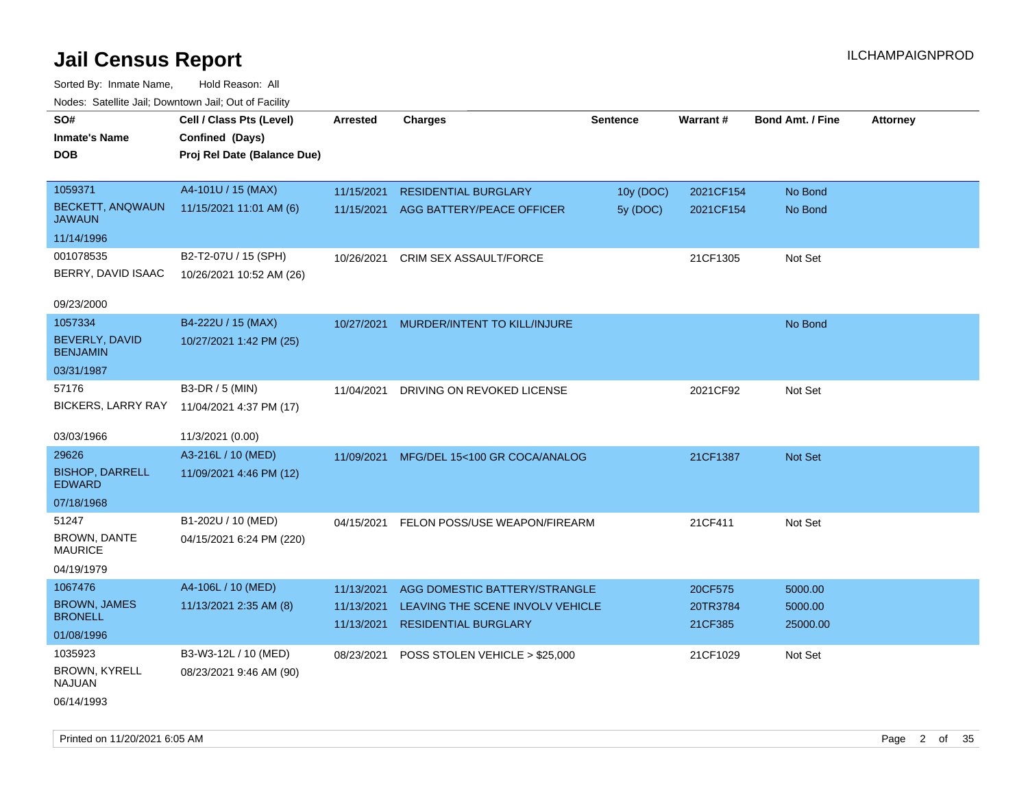# Jail Census Report

ILCHAMPAIGNPROD

Sorted By: Inmate Name, Hold Reason: All

Nodes: Satellite Jail; Downtown Jail; Out of Facility

| SO# / Inmate's Name / DOB | Cell / Class Pts (Level) / Confined (Days) / Proj Rel Date (Balance Due) | Arrested | Charges | Sentence | Warrant # | Bond Amt. / Fine | Attorney |
|---|---|---|---|---|---|---|---|
| 1059371<br>BECKETT, ANQWAUN JAWAUN<br>11/14/1996 | A4-101U / 15 (MAX)<br>11/15/2021 11:01 AM (6) | 11/15/2021<br>11/15/2021 | RESIDENTIAL BURGLARY<br>AGG BATTERY/PEACE OFFICER | 10y (DOC)<br>5y (DOC) | 2021CF154<br>2021CF154 | No Bond<br>No Bond | |
| 001078535<br>BERRY, DAVID ISAAC<br>09/23/2000 | B2-T2-07U / 15 (SPH)<br>10/26/2021 10:52 AM (26) | 10/26/2021 | CRIM SEX ASSAULT/FORCE | | 21CF1305 | Not Set | |
| 1057334<br>BEVERLY, DAVID BENJAMIN<br>03/31/1987 | B4-222U / 15 (MAX)<br>10/27/2021 1:42 PM (25) | 10/27/2021 | MURDER/INTENT TO KILL/INJURE | | | No Bond | |
| 57176<br>BICKERS, LARRY RAY<br>03/03/1966 | B3-DR / 5 (MIN)<br>11/04/2021 4:37 PM (17)<br>11/3/2021 (0.00) | 11/04/2021 | DRIVING ON REVOKED LICENSE | | 2021CF92 | Not Set | |
| 29626<br>BISHOP, DARRELL EDWARD<br>07/18/1968 | A3-216L / 10 (MED)<br>11/09/2021 4:46 PM (12) | 11/09/2021 | MFG/DEL 15<100 GR COCA/ANALOG | | 21CF1387 | Not Set | |
| 51247<br>BROWN, DANTE MAURICE<br>04/19/1979 | B1-202U / 10 (MED)<br>04/15/2021 6:24 PM (220) | 04/15/2021 | FELON POSS/USE WEAPON/FIREARM | | 21CF411 | Not Set | |
| 1067476<br>BROWN, JAMES BRONELL<br>01/08/1996 | A4-106L / 10 (MED)<br>11/13/2021 2:35 AM (8) | 11/13/2021<br>11/13/2021<br>11/13/2021 | AGG DOMESTIC BATTERY/STRANGLE<br>LEAVING THE SCENE INVOLV VEHICLE<br>RESIDENTIAL BURGLARY | | 20CF575<br>20TR3784<br>21CF385 | 5000.00<br>5000.00<br>25000.00 | |
| 1035923<br>BROWN, KYRELL NAJUAN<br>06/14/1993 | B3-W3-12L / 10 (MED)<br>08/23/2021 9:46 AM (90) | 08/23/2021 | POSS STOLEN VEHICLE > $25,000 | | 21CF1029 | Not Set | |

Printed on 11/20/2021 6:05 AM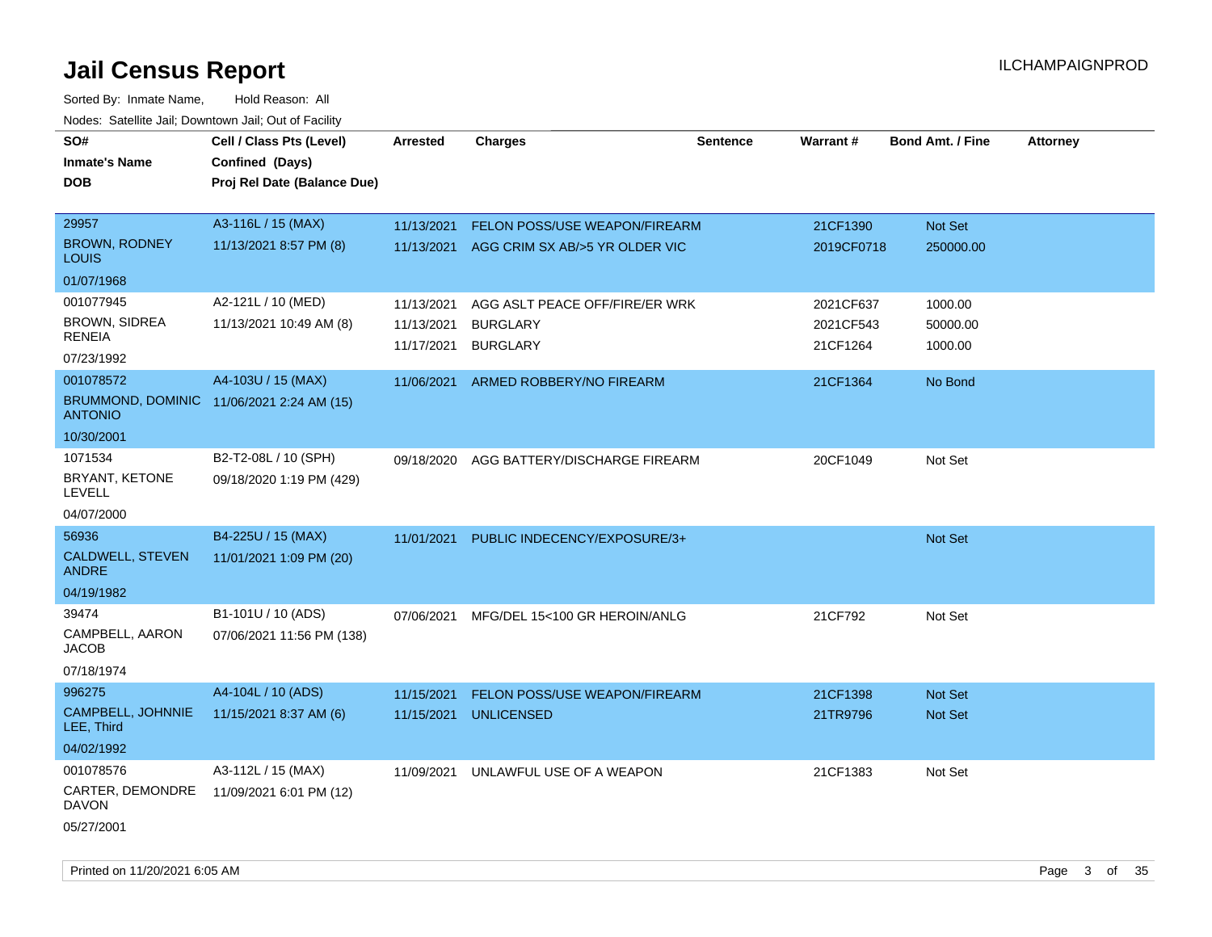# Jail Census Report

Sorted By: Inmate Name, Hold Reason: All

Nodes: Satellite Jail; Downtown Jail; Out of Facility

| SO# / Inmate's Name / DOB | Cell / Class Pts (Level) / Confined (Days) / Proj Rel Date (Balance Due) | Arrested | Charges | Sentence | Warrant # | Bond Amt. / Fine | Attorney |
|---|---|---|---|---|---|---|---|
| 29957<br>BROWN, RODNEY LOUIS<br>01/07/1968 | A3-116L / 15 (MAX)<br>11/13/2021 8:57 PM (8) | 11/13/2021<br>11/13/2021 | FELON POSS/USE WEAPON/FIREARM<br>AGG CRIM SX AB/>5 YR OLDER VIC | | 21CF1390<br>2019CF0718 | Not Set<br>250000.00 | |
| 001077945<br>BROWN, SIDREA RENEIA<br>07/23/1992 | A2-121L / 10 (MED)<br>11/13/2021 10:49 AM (8) | 11/13/2021<br>11/13/2021<br>11/17/2021 | AGG ASLT PEACE OFF/FIRE/ER WRK<br>BURGLARY<br>BURGLARY | | 2021CF637<br>2021CF543<br>21CF1264 | 1000.00<br>50000.00<br>1000.00 | |
| 001078572<br>BRUMMOND, DOMINIC ANTONIO<br>10/30/2001 | A4-103U / 15 (MAX)<br>11/06/2021 2:24 AM (15) | 11/06/2021 | ARMED ROBBERY/NO FIREARM | | 21CF1364 | No Bond | |
| 1071534<br>BRYANT, KETONE LEVELL<br>04/07/2000 | B2-T2-08L / 10 (SPH)<br>09/18/2020 1:19 PM (429) | 09/18/2020 | AGG BATTERY/DISCHARGE FIREARM | | 20CF1049 | Not Set | |
| 56936<br>CALDWELL, STEVEN ANDRE<br>04/19/1982 | B4-225U / 15 (MAX)<br>11/01/2021 1:09 PM (20) | 11/01/2021 | PUBLIC INDECENCY/EXPOSURE/3+ | | | Not Set | |
| 39474<br>CAMPBELL, AARON JACOB<br>07/18/1974 | B1-101U / 10 (ADS)<br>07/06/2021 11:56 PM (138) | 07/06/2021 | MFG/DEL 15<100 GR HEROIN/ANLG | | 21CF792 | Not Set | |
| 996275<br>CAMPBELL, JOHNNIE LEE, Third<br>04/02/1992 | A4-104L / 10 (ADS)<br>11/15/2021 8:37 AM (6) | 11/15/2021<br>11/15/2021 | FELON POSS/USE WEAPON/FIREARM<br>UNLICENSED | | 21CF1398<br>21TR9796 | Not Set<br>Not Set | |
| 001078576<br>CARTER, DEMONDRE DAVON<br>05/27/2001 | A3-112L / 15 (MAX)<br>11/09/2021 6:01 PM (12) | 11/09/2021 | UNLAWFUL USE OF A WEAPON | | 21CF1383 | Not Set | |

Printed on 11/20/2021 6:05 AM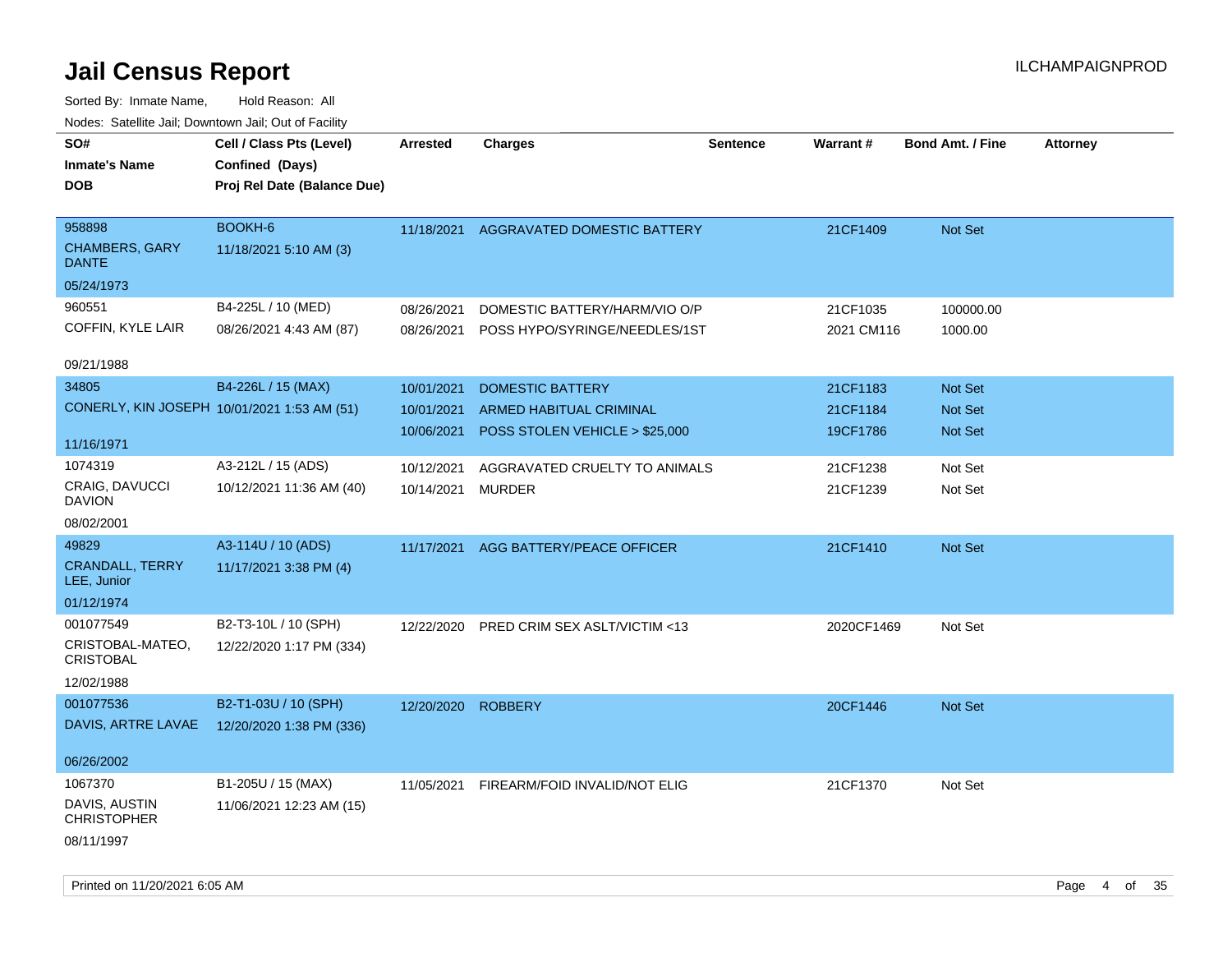# Jail Census Report

Sorted By: Inmate Name, Hold Reason: All

Nodes: Satellite Jail; Downtown Jail; Out of Facility

| SO# / Inmate's Name / DOB | Cell / Class Pts (Level) / Confined (Days) / Proj Rel Date (Balance Due) | Arrested | Charges | Sentence | Warrant # | Bond Amt. / Fine | Attorney |
|---|---|---|---|---|---|---|---|
| 958898<br>CHAMBERS, GARY DANTE<br>05/24/1973 | BOOKH-6<br>11/18/2021 5:10 AM (3) | 11/18/2021 | AGGRAVATED DOMESTIC BATTERY | | 21CF1409 | Not Set | |
| 960551<br>COFFIN, KYLE LAIR<br>09/21/1988 | B4-225L / 10 (MED)<br>08/26/2021 4:43 AM (87) | 08/26/2021<br>08/26/2021 | DOMESTIC BATTERY/HARM/VIO O/P<br>POSS HYPO/SYRINGE/NEEDLES/1ST | | 21CF1035<br>2021 CM116 | 100000.00<br>1000.00 | |
| 34805<br>CONERLY, KIN JOSEPH<br>11/16/1971 | B4-226L / 15 (MAX)<br>10/01/2021 1:53 AM (51) | 10/01/2021<br>10/01/2021<br>10/06/2021 | DOMESTIC BATTERY<br>ARMED HABITUAL CRIMINAL<br>POSS STOLEN VEHICLE > $25,000 | | 21CF1183<br>21CF1184<br>19CF1786 | Not Set<br>Not Set<br>Not Set | |
| 1074319<br>CRAIG, DAVUCCI DAVION<br>08/02/2001 | A3-212L / 15 (ADS)<br>10/12/2021 11:36 AM (40) | 10/12/2021<br>10/14/2021 | AGGRAVATED CRUELTY TO ANIMALS<br>MURDER | | 21CF1238<br>21CF1239 | Not Set<br>Not Set | |
| 49829<br>CRANDALL, TERRY LEE, Junior<br>01/12/1974 | A3-114U / 10 (ADS)<br>11/17/2021 3:38 PM (4) | 11/17/2021 | AGG BATTERY/PEACE OFFICER | | 21CF1410 | Not Set | |
| 001077549<br>CRISTOBAL-MATEO, CRISTOBAL<br>12/02/1988 | B2-T3-10L / 10 (SPH)<br>12/22/2020 1:17 PM (334) | 12/22/2020 | PRED CRIM SEX ASLT/VICTIM <13 | | 2020CF1469 | Not Set | |
| 001077536<br>DAVIS, ARTRE LAVAE<br>06/26/2002 | B2-T1-03U / 10 (SPH)<br>12/20/2020 1:38 PM (336) | 12/20/2020 | ROBBERY | | 20CF1446 | Not Set | |
| 1067370<br>DAVIS, AUSTIN CHRISTOPHER<br>08/11/1997 | B1-205U / 15 (MAX)<br>11/06/2021 12:23 AM (15) | 11/05/2021 | FIREARM/FOID INVALID/NOT ELIG | | 21CF1370 | Not Set | |

Printed on 11/20/2021 6:05 AM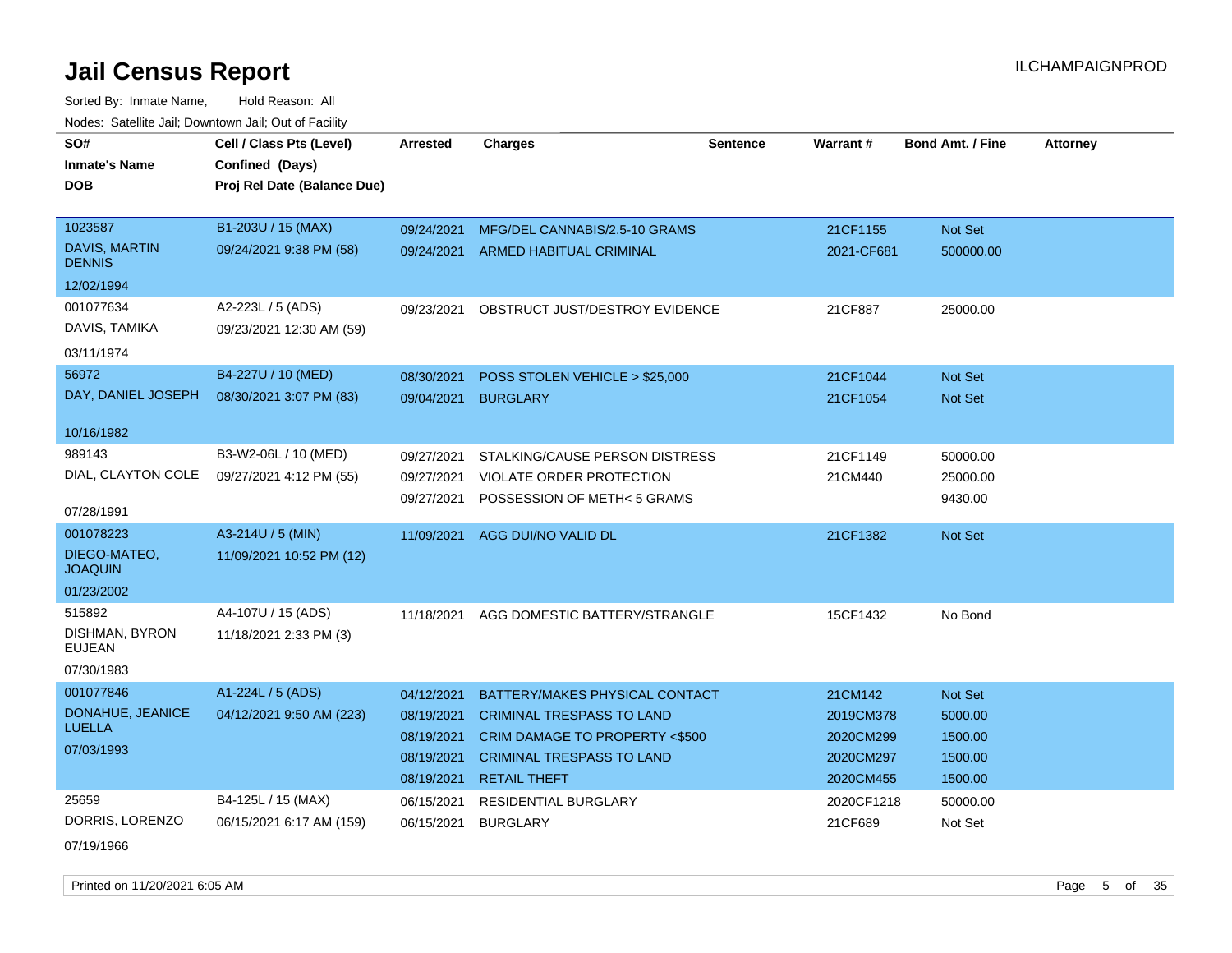# Jail Census Report

ILCHAMPAIGNPROD

Sorted By: Inmate Name, Hold Reason: All

Nodes: Satellite Jail; Downtown Jail; Out of Facility

| SO# / Inmate's Name / DOB | Cell / Class Pts (Level) / Confined (Days) / Proj Rel Date (Balance Due) | Arrested | Charges | Sentence | Warrant # | Bond Amt. / Fine | Attorney |
|---|---|---|---|---|---|---|---|
| 1023587<br>DAVIS, MARTIN DENNIS<br>12/02/1994 | B1-203U / 15 (MAX)<br>09/24/2021 9:38 PM (58) | 09/24/2021 | MFG/DEL CANNABIS/2.5-10 GRAMS | | 21CF1155 | Not Set | |
| | | 09/24/2021 | ARMED HABITUAL CRIMINAL | | 2021-CF681 | 500000.00 | |
| 001077634<br>DAVIS, TAMIKA<br>03/11/1974 | A2-223L / 5 (ADS)<br>09/23/2021 12:30 AM (59) | 09/23/2021 | OBSTRUCT JUST/DESTROY EVIDENCE | | 21CF887 | 25000.00 | |
| 56972<br>DAY, DANIEL JOSEPH<br>10/16/1982 | B4-227U / 10 (MED)<br>08/30/2021 3:07 PM (83) | 08/30/2021 | POSS STOLEN VEHICLE > $25,000 | | 21CF1044 | Not Set | |
| | | 09/04/2021 | BURGLARY | | 21CF1054 | Not Set | |
| 989143<br>DIAL, CLAYTON COLE<br>07/28/1991 | B3-W2-06L / 10 (MED)<br>09/27/2021 4:12 PM (55) | 09/27/2021 | STALKING/CAUSE PERSON DISTRESS | | 21CF1149 | 50000.00 | |
| | | 09/27/2021 | VIOLATE ORDER PROTECTION | | 21CM440 | 25000.00 | |
| | | 09/27/2021 | POSSESSION OF METH< 5 GRAMS | | | 9430.00 | |
| 001078223<br>DIEGO-MATEO, JOAQUIN<br>01/23/2002 | A3-214U / 5 (MIN)<br>11/09/2021 10:52 PM (12) | 11/09/2021 | AGG DUI/NO VALID DL | | 21CF1382 | Not Set | |
| 515892<br>DISHMAN, BYRON EUJEAN<br>07/30/1983 | A4-107U / 15 (ADS)<br>11/18/2021 2:33 PM (3) | 11/18/2021 | AGG DOMESTIC BATTERY/STRANGLE | | 15CF1432 | No Bond | |
| 001077846<br>DONAHUE, JEANICE LUELLA<br>07/03/1993 | A1-224L / 5 (ADS)<br>04/12/2021 9:50 AM (223) | 04/12/2021 | BATTERY/MAKES PHYSICAL CONTACT | | 21CM142 | Not Set | |
| | | 08/19/2021 | CRIMINAL TRESPASS TO LAND | | 2019CM378 | 5000.00 | |
| | | 08/19/2021 | CRIM DAMAGE TO PROPERTY <$500 | | 2020CM299 | 1500.00 | |
| | | 08/19/2021 | CRIMINAL TRESPASS TO LAND | | 2020CM297 | 1500.00 | |
| | | 08/19/2021 | RETAIL THEFT | | 2020CM455 | 1500.00 | |
| 25659<br>DORRIS, LORENZO<br>07/19/1966 | B4-125L / 15 (MAX)<br>06/15/2021 6:17 AM (159) | 06/15/2021 | RESIDENTIAL BURGLARY | | 2020CF1218 | 50000.00 | |
| | | 06/15/2021 | BURGLARY | | 21CF689 | Not Set | |

Printed on 11/20/2021 6:05 AM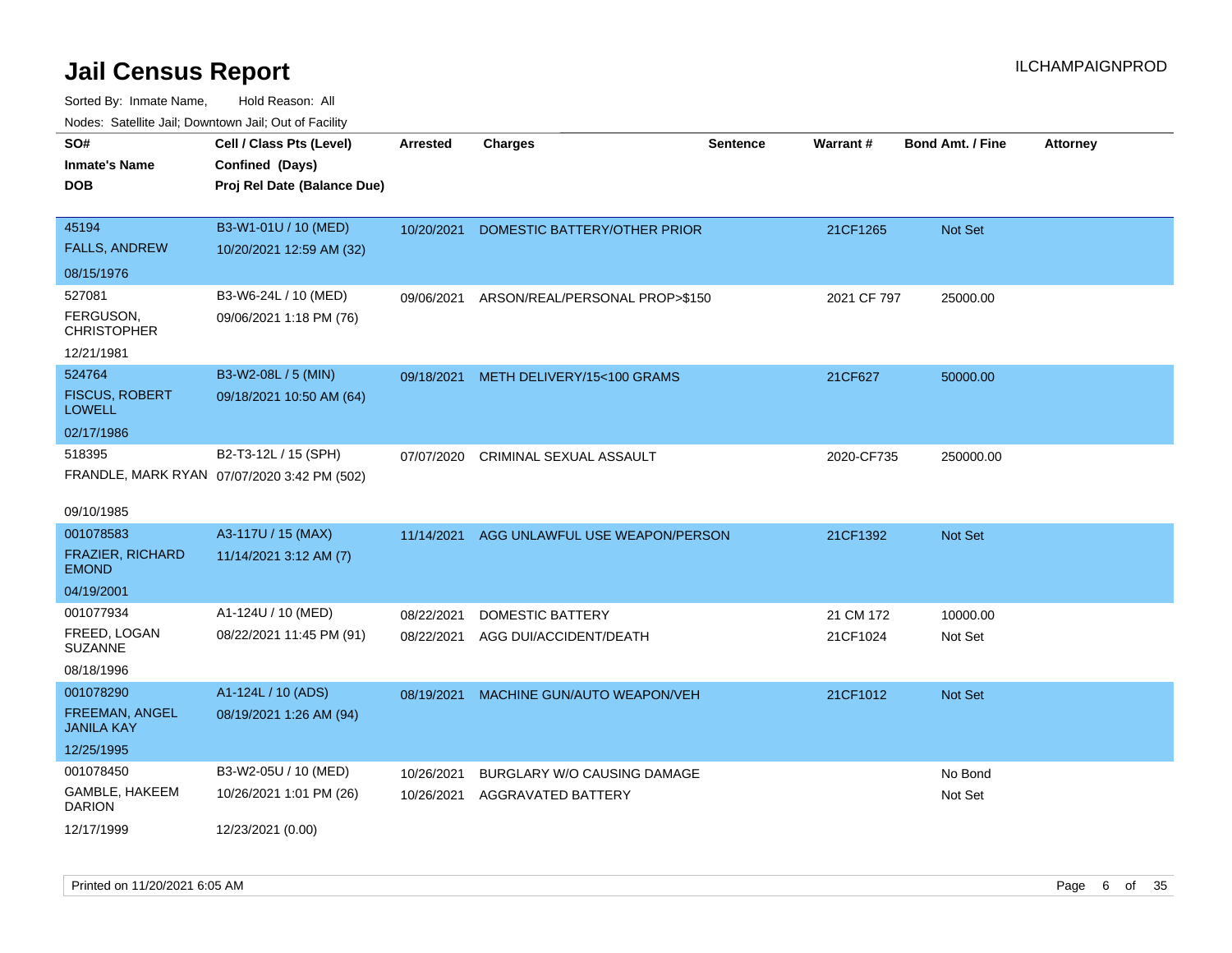# Jail Census Report

ILCHAMPAIGNPROD

Sorted By: Inmate Name, Hold Reason: All

Nodes: Satellite Jail; Downtown Jail; Out of Facility

| SO# / Inmate's Name / DOB | Cell / Class Pts (Level) / Confined (Days) / Proj Rel Date (Balance Due) | Arrested | Charges | Sentence | Warrant # | Bond Amt. / Fine | Attorney |
|---|---|---|---|---|---|---|---|
| 45194<br>FALLS, ANDREW<br>08/15/1976 | B3-W1-01U / 10 (MED)<br>10/20/2021 12:59 AM (32) | 10/20/2021 | DOMESTIC BATTERY/OTHER PRIOR | | 21CF1265 | Not Set | |
| 527081<br>FERGUSON, CHRISTOPHER<br>12/21/1981 | B3-W6-24L / 10 (MED)<br>09/06/2021 1:18 PM (76) | 09/06/2021 | ARSON/REAL/PERSONAL PROP>$150 | | 2021 CF 797 | 25000.00 | |
| 524764<br>FISCUS, ROBERT LOWELL<br>02/17/1986 | B3-W2-08L / 5 (MIN)<br>09/18/2021 10:50 AM (64) | 09/18/2021 | METH DELIVERY/15<100 GRAMS | | 21CF627 | 50000.00 | |
| 518395<br>FRANDLE, MARK RYAN<br>09/10/1985 | B2-T3-12L / 15 (SPH)<br>07/07/2020 3:42 PM (502) | 07/07/2020 | CRIMINAL SEXUAL ASSAULT | | 2020-CF735 | 250000.00 | |
| 001078583<br>FRAZIER, RICHARD EMOND<br>04/19/2001 | A3-117U / 15 (MAX)<br>11/14/2021 3:12 AM (7) | 11/14/2021 | AGG UNLAWFUL USE WEAPON/PERSON | | 21CF1392 | Not Set | |
| 001077934<br>FREED, LOGAN SUZANNE<br>08/18/1996 | A1-124U / 10 (MED)<br>08/22/2021 11:45 PM (91) | 08/22/2021<br>08/22/2021 | DOMESTIC BATTERY<br>AGG DUI/ACCIDENT/DEATH | | 21 CM 172<br>21CF1024 | 10000.00<br>Not Set | |
| 001078290<br>FREEMAN, ANGEL JANILA KAY<br>12/25/1995 | A1-124L / 10 (ADS)<br>08/19/2021 1:26 AM (94) | 08/19/2021 | MACHINE GUN/AUTO WEAPON/VEH | | 21CF1012 | Not Set | |
| 001078450<br>GAMBLE, HAKEEM DARION<br>12/17/1999 | B3-W2-05U / 10 (MED)<br>10/26/2021 1:01 PM (26)<br>12/23/2021 (0.00) | 10/26/2021<br>10/26/2021 | BURGLARY W/O CAUSING DAMAGE<br>AGGRAVATED BATTERY | | | No Bond<br>Not Set | |

Printed on 11/20/2021 6:05 AM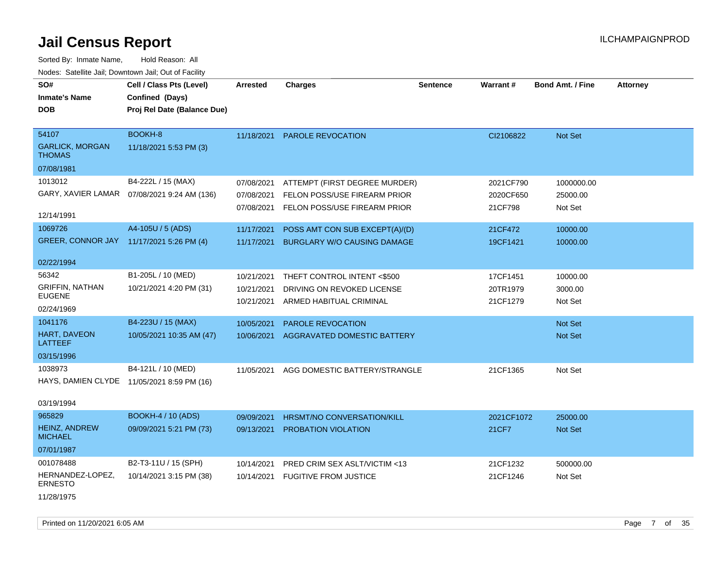# Jail Census Report

Sorted By: Inmate Name, Hold Reason: All

Nodes: Satellite Jail; Downtown Jail; Out of Facility

| SO# / Inmate's Name / DOB | Cell / Class Pts (Level) / Confined (Days) / Proj Rel Date (Balance Due) | Arrested | Charges | Sentence | Warrant # | Bond Amt. / Fine | Attorney |
|---|---|---|---|---|---|---|---|
| 54107<br>GARLICK, MORGAN THOMAS<br>07/08/1981 | BOOKH-8<br>11/18/2021 5:53 PM (3) | 11/18/2021 | PAROLE REVOCATION | | CI2106822 | Not Set | |
| 1013012<br>GARY, XAVIER LAMAR<br>12/14/1991 | B4-222L / 15 (MAX)<br>07/08/2021 9:24 AM (136) | 07/08/2021<br>07/08/2021<br>07/08/2021 | ATTEMPT (FIRST DEGREE MURDER)<br>FELON POSS/USE FIREARM PRIOR<br>FELON POSS/USE FIREARM PRIOR | | 2021CF790<br>2020CF650<br>21CF798 | 1000000.00<br>25000.00<br>Not Set | |
| 1069726<br>GREER, CONNOR JAY<br>02/22/1994 | A4-105U / 5 (ADS)<br>11/17/2021 5:26 PM (4) | 11/17/2021<br>11/17/2021 | POSS AMT CON SUB EXCEPT(A)/(D)<br>BURGLARY W/O CAUSING DAMAGE | | 21CF472<br>19CF1421 | 10000.00<br>10000.00 | |
| 56342<br>GRIFFIN, NATHAN EUGENE<br>02/24/1969 | B1-205L / 10 (MED)<br>10/21/2021 4:20 PM (31) | 10/21/2021<br>10/21/2021<br>10/21/2021 | THEFT CONTROL INTENT <$500<br>DRIVING ON REVOKED LICENSE<br>ARMED HABITUAL CRIMINAL | | 17CF1451<br>20TR1979<br>21CF1279 | 10000.00<br>3000.00<br>Not Set | |
| 1041176<br>HART, DAVEON LATTEEF<br>03/15/1996 | B4-223U / 15 (MAX)<br>10/05/2021 10:35 AM (47) | 10/05/2021<br>10/06/2021 | PAROLE REVOCATION<br>AGGRAVATED DOMESTIC BATTERY | | | Not Set<br>Not Set | |
| 1038973<br>HAYS, DAMIEN CLYDE<br>03/19/1994 | B4-121L / 10 (MED)<br>11/05/2021 8:59 PM (16) | 11/05/2021 | AGG DOMESTIC BATTERY/STRANGLE | | 21CF1365 | Not Set | |
| 965829<br>HEINZ, ANDREW MICHAEL<br>07/01/1987 | BOOKH-4 / 10 (ADS)<br>09/09/2021 5:21 PM (73) | 09/09/2021<br>09/13/2021 | HRSMT/NO CONVERSATION/KILL<br>PROBATION VIOLATION | | 2021CF1072<br>21CF7 | 25000.00<br>Not Set | |
| 001078488<br>HERNANDEZ-LOPEZ, ERNESTO<br>11/28/1975 | B2-T3-11U / 15 (SPH)<br>10/14/2021 3:15 PM (38) | 10/14/2021<br>10/14/2021 | PRED CRIM SEX ASLT/VICTIM <13<br>FUGITIVE FROM JUSTICE | | 21CF1232<br>21CF1246 | 500000.00<br>Not Set | |

Printed on 11/20/2021 6:05 AM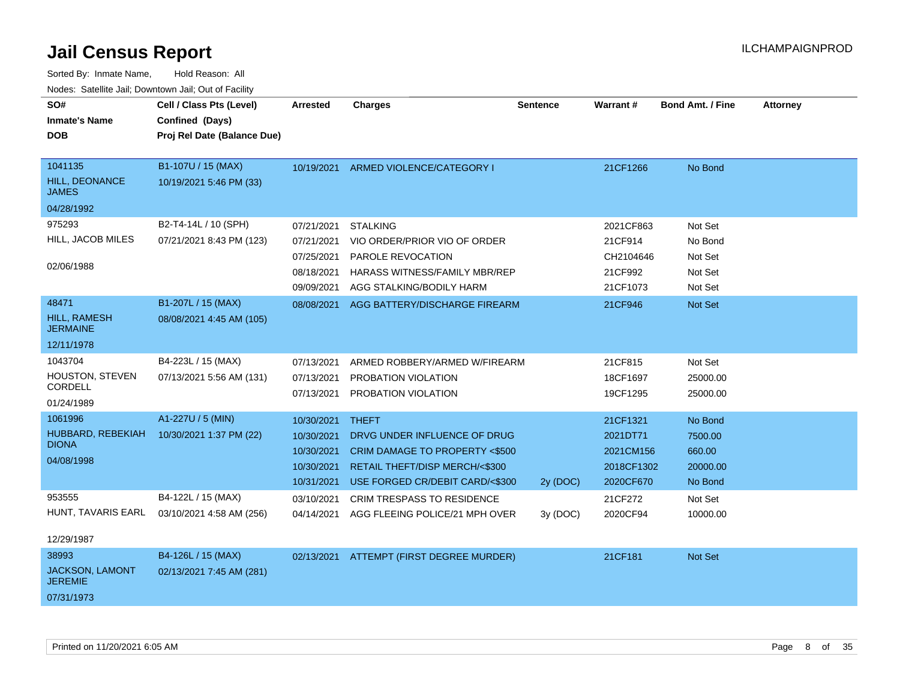# Jail Census Report

ILCHAMPAIGNPROD

Sorted By: Inmate Name, Hold Reason: All

Nodes: Satellite Jail; Downtown Jail; Out of Facility

| SO# / Inmate's Name / DOB | Cell / Class Pts (Level) / Confined (Days) / Proj Rel Date (Balance Due) | Arrested | Charges | Sentence | Warrant # | Bond Amt. / Fine | Attorney |
|---|---|---|---|---|---|---|---|
| 1041135 HILL, DEONANCE JAMES 04/28/1992 | B1-107U / 15 (MAX) 10/19/2021 5:46 PM (33) | 10/19/2021 | ARMED VIOLENCE/CATEGORY I | | 21CF1266 | No Bond | |
| 975293 HILL, JACOB MILES 02/06/1988 | B2-T4-14L / 10 (SPH) 07/21/2021 8:43 PM (123) | 07/21/2021 | STALKING | | 2021CF863 | Not Set | |
| | | 07/21/2021 | VIO ORDER/PRIOR VIO OF ORDER | | 21CF914 | No Bond | |
| | | 07/25/2021 | PAROLE REVOCATION | | CH2104646 | Not Set | |
| | | 08/18/2021 | HARASS WITNESS/FAMILY MBR/REP | | 21CF992 | Not Set | |
| | | 09/09/2021 | AGG STALKING/BODILY HARM | | 21CF1073 | Not Set | |
| 48471 HILL, RAMESH JERMAINE 12/11/1978 | B1-207L / 15 (MAX) 08/08/2021 4:45 AM (105) | 08/08/2021 | AGG BATTERY/DISCHARGE FIREARM | | 21CF946 | Not Set | |
| 1043704 HOUSTON, STEVEN CORDELL 01/24/1989 | B4-223L / 15 (MAX) 07/13/2021 5:56 AM (131) | 07/13/2021 | ARMED ROBBERY/ARMED W/FIREARM | | 21CF815 | Not Set | |
| | | 07/13/2021 | PROBATION VIOLATION | | 18CF1697 | 25000.00 | |
| | | 07/13/2021 | PROBATION VIOLATION | | 19CF1295 | 25000.00 | |
| 1061996 HUBBARD, REBEKIAH DIONA 04/08/1998 | A1-227U / 5 (MIN) 10/30/2021 1:37 PM (22) | 10/30/2021 | THEFT | | 21CF1321 | No Bond | |
| | | 10/30/2021 | DRVG UNDER INFLUENCE OF DRUG | | 2021DT71 | 7500.00 | |
| | | 10/30/2021 | CRIM DAMAGE TO PROPERTY <$500 | | 2021CM156 | 660.00 | |
| | | 10/30/2021 | RETAIL THEFT/DISP MERCH/<$300 | | 2018CF1302 | 20000.00 | |
| | | 10/31/2021 | USE FORGED CR/DEBIT CARD/<$300 | 2y (DOC) | 2020CF670 | No Bond | |
| 953555 HUNT, TAVARIS EARL 12/29/1987 | B4-122L / 15 (MAX) 03/10/2021 4:58 AM (256) | 03/10/2021 | CRIM TRESPASS TO RESIDENCE | | 21CF272 | Not Set | |
| | | 04/14/2021 | AGG FLEEING POLICE/21 MPH OVER | 3y (DOC) | 2020CF94 | 10000.00 | |
| 38993 JACKSON, LAMONT JEREMIE 07/31/1973 | B4-126L / 15 (MAX) 02/13/2021 7:45 AM (281) | 02/13/2021 | ATTEMPT (FIRST DEGREE MURDER) | | 21CF181 | Not Set | |

Printed on 11/20/2021 6:05 AM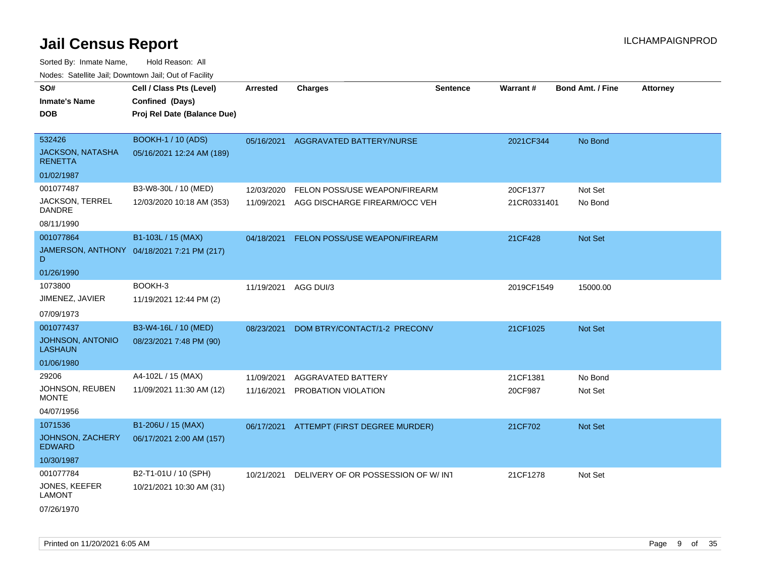# Jail Census Report

ILCHAMPAIGNPROD

Sorted By: Inmate Name, Hold Reason: All

Nodes: Satellite Jail; Downtown Jail; Out of Facility

| SO# Inmate's Name DOB | Cell / Class Pts (Level) Confined (Days) Proj Rel Date (Balance Due) | Arrested | Charges | Sentence | Warrant # | Bond Amt. / Fine | Attorney |
|---|---|---|---|---|---|---|---|
| 532426 JACKSON, NATASHA RENETTA 01/02/1987 | BOOKH-1 / 10 (ADS) 05/16/2021 12:24 AM (189) | 05/16/2021 | AGGRAVATED BATTERY/NURSE | | 2021CF344 | No Bond | |
| 001077487 JACKSON, TERREL DANDRE 08/11/1990 | B3-W8-30L / 10 (MED) 12/03/2020 10:18 AM (353) | 12/03/2020 | FELON POSS/USE WEAPON/FIREARM | | 20CF1377 | Not Set | |
| | | 11/09/2021 | AGG DISCHARGE FIREARM/OCC VEH | | 21CR0331401 | No Bond | |
| 001077864 JAMERSON, ANTHONY D 01/26/1990 | B1-103L / 15 (MAX) 04/18/2021 7:21 PM (217) | 04/18/2021 | FELON POSS/USE WEAPON/FIREARM | | 21CF428 | Not Set | |
| 1073800 JIMENEZ, JAVIER 07/09/1973 | BOOKH-3 11/19/2021 12:44 PM (2) | 11/19/2021 | AGG DUI/3 | | 2019CF1549 | 15000.00 | |
| 001077437 JOHNSON, ANTONIO LASHAUN 01/06/1980 | B3-W4-16L / 10 (MED) 08/23/2021 7:48 PM (90) | 08/23/2021 | DOM BTRY/CONTACT/1-2 PRECONV | | 21CF1025 | Not Set | |
| 29206 JOHNSON, REUBEN MONTE 04/07/1956 | A4-102L / 15 (MAX) 11/09/2021 11:30 AM (12) | 11/09/2021 | AGGRAVATED BATTERY | | 21CF1381 | No Bond | |
| | | 11/16/2021 | PROBATION VIOLATION | | 20CF987 | Not Set | |
| 1071536 JOHNSON, ZACHERY EDWARD 10/30/1987 | B1-206U / 15 (MAX) 06/17/2021 2:00 AM (157) | 06/17/2021 | ATTEMPT (FIRST DEGREE MURDER) | | 21CF702 | Not Set | |
| 001077784 JONES, KEEFER LAMONT 07/26/1970 | B2-T1-01U / 10 (SPH) 10/21/2021 10:30 AM (31) | 10/21/2021 | DELIVERY OF OR POSSESSION OF W/ INT | | 21CF1278 | Not Set | |

Printed on 11/20/2021 6:05 AM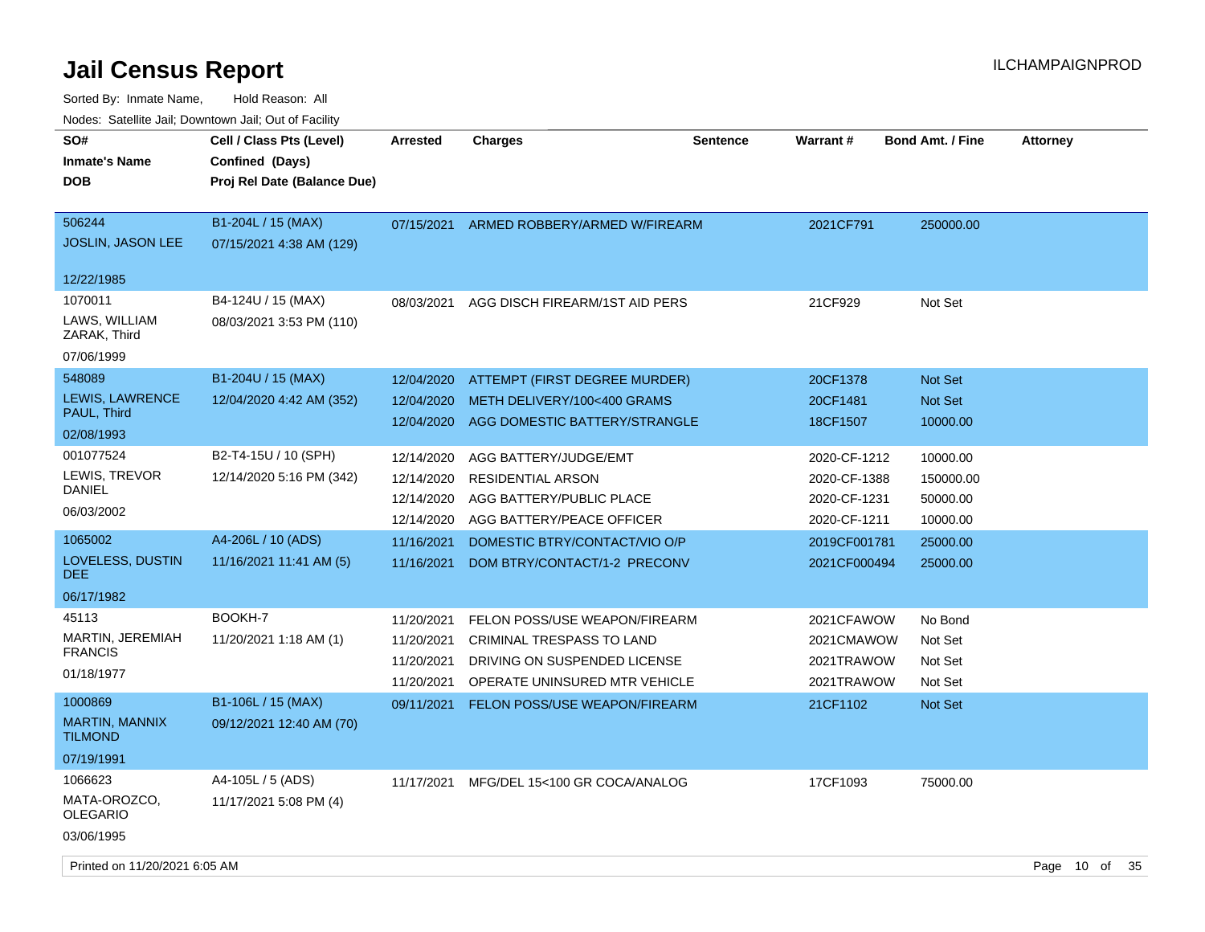# Jail Census Report

ILCHAMPAIGNPROD

Sorted By: Inmate Name, Hold Reason: All

Nodes: Satellite Jail; Downtown Jail; Out of Facility

| SO# / Inmate's Name / DOB | Cell / Class Pts (Level) / Confined (Days) / Proj Rel Date (Balance Due) | Arrested | Charges | Sentence | Warrant # | Bond Amt. / Fine | Attorney |
|---|---|---|---|---|---|---|---|
| 506244<br>JOSLIN, JASON LEE<br>12/22/1985 | B1-204L / 15 (MAX)<br>07/15/2021 4:38 AM (129) | 07/15/2021 | ARMED ROBBERY/ARMED W/FIREARM | | 2021CF791 | 250000.00 | |
| 1070011<br>LAWS, WILLIAM ZARAK, Third<br>07/06/1999 | B4-124U / 15 (MAX)<br>08/03/2021 3:53 PM (110) | 08/03/2021 | AGG DISCH FIREARM/1ST AID PERS | | 21CF929 | Not Set | |
| 548089<br>LEWIS, LAWRENCE PAUL, Third<br>02/08/1993 | B1-204U / 15 (MAX)<br>12/04/2020 4:42 AM (352) | 12/04/2020 | ATTEMPT (FIRST DEGREE MURDER) | | 20CF1378 | Not Set | |
| | | 12/04/2020 | METH DELIVERY/100<400 GRAMS | | 20CF1481 | Not Set | |
| | | 12/04/2020 | AGG DOMESTIC BATTERY/STRANGLE | | 18CF1507 | 10000.00 | |
| 001077524<br>LEWIS, TREVOR DANIEL<br>06/03/2002 | B2-T4-15U / 10 (SPH)<br>12/14/2020 5:16 PM (342) | 12/14/2020 | AGG BATTERY/JUDGE/EMT | | 2020-CF-1212 | 10000.00 | |
| | | 12/14/2020 | RESIDENTIAL ARSON | | 2020-CF-1388 | 150000.00 | |
| | | 12/14/2020 | AGG BATTERY/PUBLIC PLACE | | 2020-CF-1231 | 50000.00 | |
| | | 12/14/2020 | AGG BATTERY/PEACE OFFICER | | 2020-CF-1211 | 10000.00 | |
| 1065002<br>LOVELESS, DUSTIN DEE<br>06/17/1982 | A4-206L / 10 (ADS)<br>11/16/2021 11:41 AM (5) | 11/16/2021 | DOMESTIC BTRY/CONTACT/VIO O/P | | 2019CF001781 | 25000.00 | |
| | | 11/16/2021 | DOM BTRY/CONTACT/1-2 PRECONV | | 2021CF000494 | 25000.00 | |
| 45113<br>MARTIN, JEREMIAH FRANCIS<br>01/18/1977 | BOOKH-7<br>11/20/2021 1:18 AM (1) | 11/20/2021 | FELON POSS/USE WEAPON/FIREARM | | 2021CFAWOW | No Bond | |
| | | 11/20/2021 | CRIMINAL TRESPASS TO LAND | | 2021CMAWOW | Not Set | |
| | | 11/20/2021 | DRIVING ON SUSPENDED LICENSE | | 2021TRAWOW | Not Set | |
| | | 11/20/2021 | OPERATE UNINSURED MTR VEHICLE | | 2021TRAWOW | Not Set | |
| 1000869<br>MARTIN, MANNIX TILMOND<br>07/19/1991 | B1-106L / 15 (MAX)<br>09/12/2021 12:40 AM (70) | 09/11/2021 | FELON POSS/USE WEAPON/FIREARM | | 21CF1102 | Not Set | |
| 1066623<br>MATA-OROZCO, OLEGARIO<br>03/06/1995 | A4-105L / 5 (ADS)<br>11/17/2021 5:08 PM (4) | 11/17/2021 | MFG/DEL 15<100 GR COCA/ANALOG | | 17CF1093 | 75000.00 | |

Printed on 11/20/2021 6:05 AM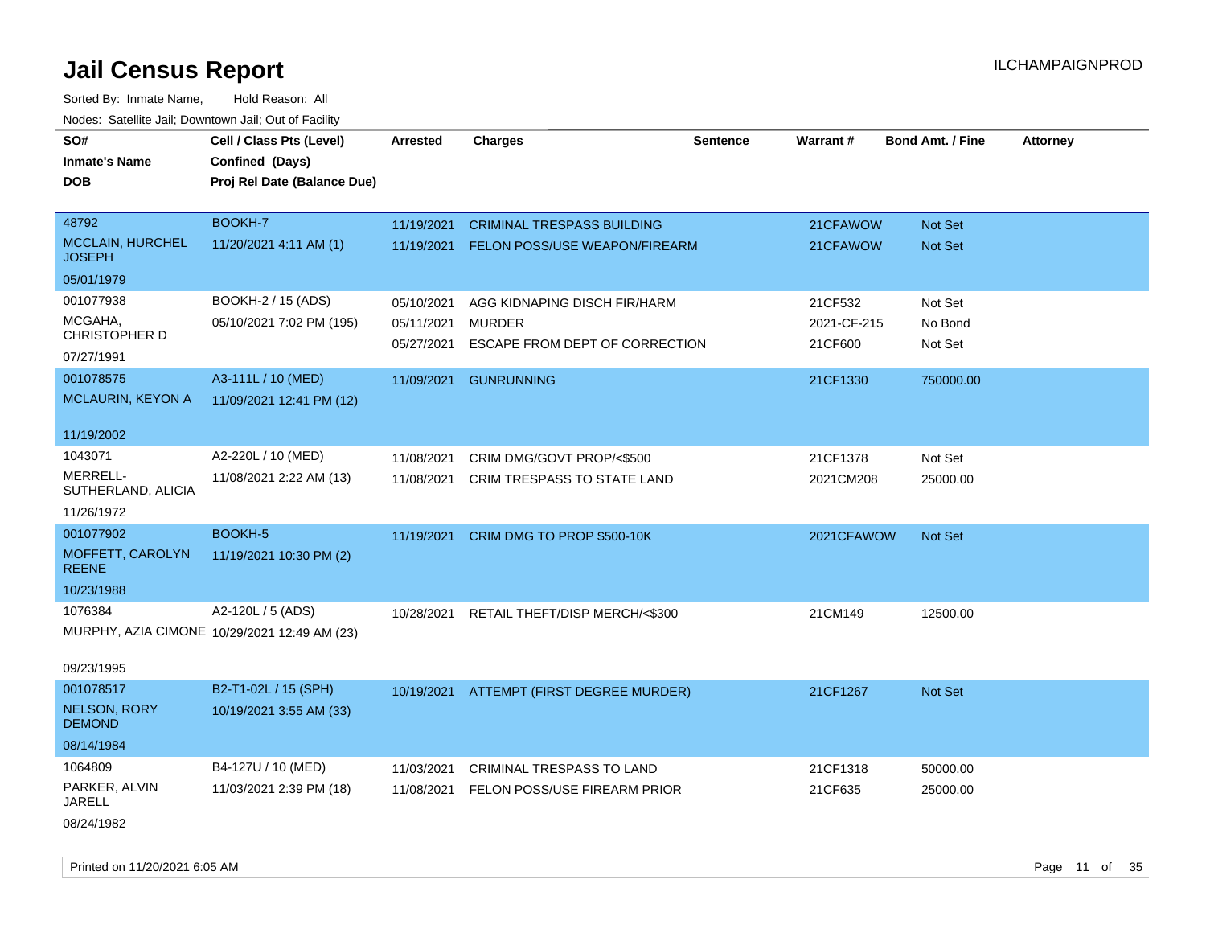# Jail Census Report

Sorted By: Inmate Name, Hold Reason: All

Nodes: Satellite Jail; Downtown Jail; Out of Facility

| SO# / Inmate's Name / DOB | Cell / Class Pts (Level) / Confined (Days) / Proj Rel Date (Balance Due) | Arrested | Charges | Sentence | Warrant # | Bond Amt. / Fine | Attorney |
|---|---|---|---|---|---|---|---|
| 48792<br>MCCLAIN, HURCHEL JOSEPH<br>05/01/1979 | BOOKH-7<br>11/20/2021 4:11 AM (1) | 11/19/2021<br>11/19/2021 | CRIMINAL TRESPASS BUILDING<br>FELON POSS/USE WEAPON/FIREARM | | 21CFAWOW<br>21CFAWOW | Not Set<br>Not Set | |
| 001077938<br>MCGAHA, CHRISTOPHER D<br>07/27/1991 | BOOKH-2 / 15 (ADS)<br>05/10/2021 7:02 PM (195) | 05/10/2021<br>05/11/2021<br>05/27/2021 | AGG KIDNAPING DISCH FIR/HARM<br>MURDER<br>ESCAPE FROM DEPT OF CORRECTION | | 21CF532<br>2021-CF-215<br>21CF600 | Not Set<br>No Bond<br>Not Set | |
| 001078575<br>MCLAURIN, KEYON A<br>11/19/2002 | A3-111L / 10 (MED)<br>11/09/2021 12:41 PM (12) | 11/09/2021 | GUNRUNNING | | 21CF1330 | 750000.00 | |
| 1043071<br>MERRELL-SUTHERLAND, ALICIA<br>11/26/1972 | A2-220L / 10 (MED)<br>11/08/2021 2:22 AM (13) | 11/08/2021<br>11/08/2021 | CRIM DMG/GOVT PROP/<$500<br>CRIM TRESPASS TO STATE LAND | | 21CF1378<br>2021CM208 | Not Set<br>25000.00 | |
| 001077902<br>MOFFETT, CAROLYN REENE<br>10/23/1988 | BOOKH-5<br>11/19/2021 10:30 PM (2) | 11/19/2021 | CRIM DMG TO PROP $500-10K | | 2021CFAWOW | Not Set | |
| 1076384<br>MURPHY, AZIA CIMONE<br>09/23/1995 | A2-120L / 5 (ADS)<br>10/29/2021 12:49 AM (23) | 10/28/2021 | RETAIL THEFT/DISP MERCH/<$300 | | 21CM149 | 12500.00 | |
| 001078517<br>NELSON, RORY DEMOND<br>08/14/1984 | B2-T1-02L / 15 (SPH)<br>10/19/2021 3:55 AM (33) | 10/19/2021 | ATTEMPT (FIRST DEGREE MURDER) | | 21CF1267 | Not Set | |
| 1064809<br>PARKER, ALVIN JARELL<br>08/24/1982 | B4-127U / 10 (MED)<br>11/03/2021 2:39 PM (18) | 11/03/2021<br>11/08/2021 | CRIMINAL TRESPASS TO LAND<br>FELON POSS/USE FIREARM PRIOR | | 21CF1318<br>21CF635 | 50000.00<br>25000.00 | |

Printed on 11/20/2021 6:05 AM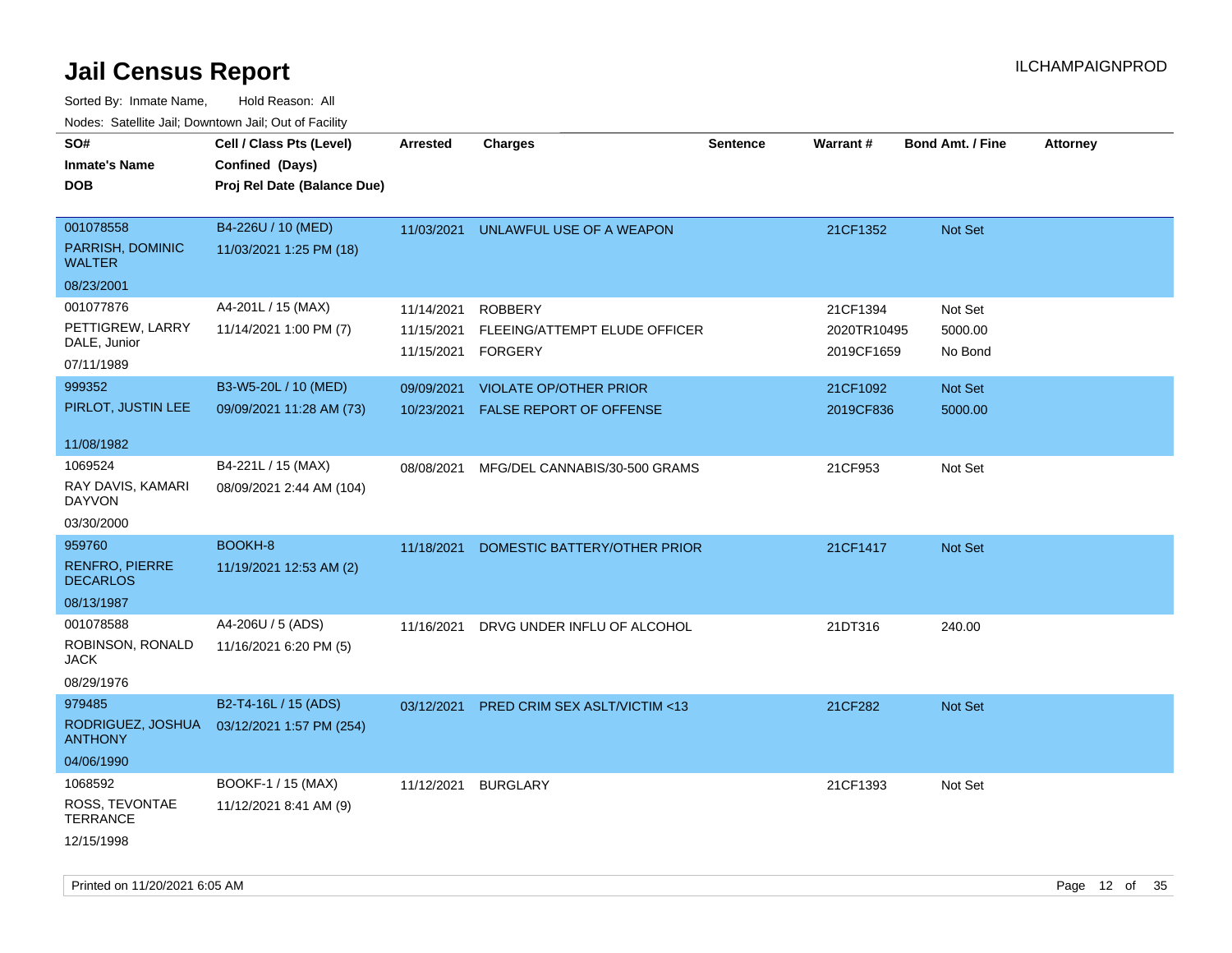# Jail Census Report

Sorted By: Inmate Name, Hold Reason: All

Nodes: Satellite Jail; Downtown Jail; Out of Facility

| SO# / Inmate's Name / DOB | Cell / Class Pts (Level) / Confined (Days) / Proj Rel Date (Balance Due) | Arrested | Charges | Sentence | Warrant # | Bond Amt. / Fine | Attorney |
|---|---|---|---|---|---|---|---|
| 001078558<br>PARRISH, DOMINIC WALTER<br>08/23/2001 | B4-226U / 10 (MED)<br>11/03/2021 1:25 PM (18) | 11/03/2021 | UNLAWFUL USE OF A WEAPON | | 21CF1352 | Not Set | |
| 001077876<br>PETTIGREW, LARRY DALE, Junior<br>07/11/1989 | A4-201L / 15 (MAX)<br>11/14/2021 1:00 PM (7) | 11/14/2021<br>11/15/2021<br>11/15/2021 | ROBBERY<br>FLEEING/ATTEMPT ELUDE OFFICER<br>FORGERY | | 21CF1394<br>2020TR10495<br>2019CF1659 | Not Set<br>5000.00<br>No Bond | |
| 999352<br>PIRLOT, JUSTIN LEE<br>11/08/1982 | B3-W5-20L / 10 (MED)<br>09/09/2021 11:28 AM (73) | 09/09/2021<br>10/23/2021 | VIOLATE OP/OTHER PRIOR<br>FALSE REPORT OF OFFENSE | | 21CF1092<br>2019CF836 | Not Set<br>5000.00 | |
| 1069524<br>RAY DAVIS, KAMARI DAYVON<br>03/30/2000 | B4-221L / 15 (MAX)<br>08/09/2021 2:44 AM (104) | 08/08/2021 | MFG/DEL CANNABIS/30-500 GRAMS | | 21CF953 | Not Set | |
| 959760<br>RENFRO, PIERRE DECARLOS<br>08/13/1987 | BOOKH-8<br>11/19/2021 12:53 AM (2) | 11/18/2021 | DOMESTIC BATTERY/OTHER PRIOR | | 21CF1417 | Not Set | |
| 001078588<br>ROBINSON, RONALD JACK<br>08/29/1976 | A4-206U / 5 (ADS)<br>11/16/2021 6:20 PM (5) | 11/16/2021 | DRVG UNDER INFLU OF ALCOHOL | | 21DT316 | 240.00 | |
| 979485<br>RODRIGUEZ, JOSHUA ANTHONY<br>04/06/1990 | B2-T4-16L / 15 (ADS)<br>03/12/2021 1:57 PM (254) | 03/12/2021 | PRED CRIM SEX ASLT/VICTIM <13 | | 21CF282 | Not Set | |
| 1068592<br>ROSS, TEVONTAE TERRANCE<br>12/15/1998 | BOOKF-1 / 15 (MAX)<br>11/12/2021 8:41 AM (9) | 11/12/2021 | BURGLARY | | 21CF1393 | Not Set | |

Printed on 11/20/2021 6:05 AM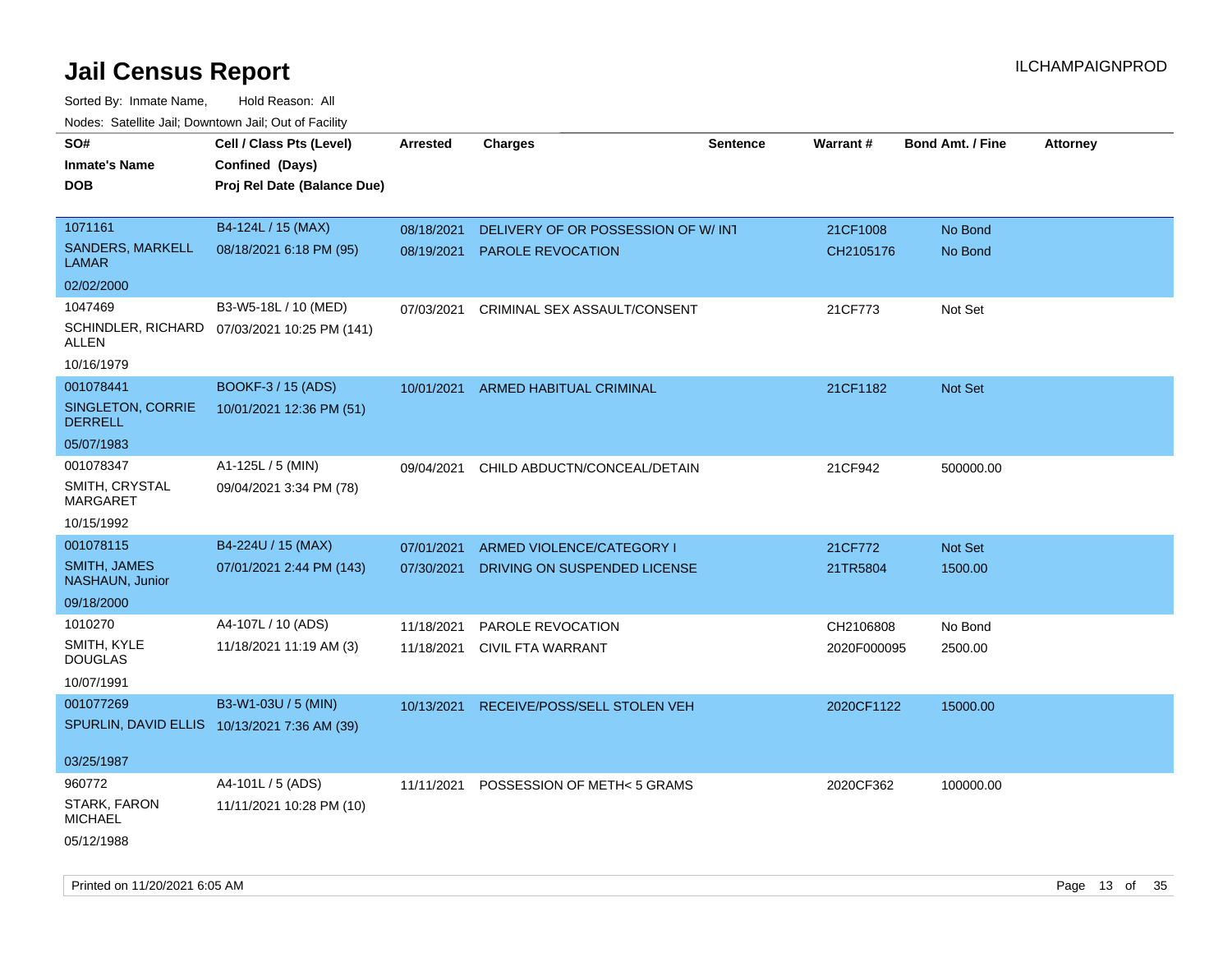# Jail Census Report

ILCHAMPAIGNPROD

Sorted By: Inmate Name, Hold Reason: All

Nodes: Satellite Jail; Downtown Jail; Out of Facility

| SO#<br>Inmate's Name<br>DOB | Cell / Class Pts (Level)<br>Confined (Days)<br>Proj Rel Date (Balance Due) | Arrested | Charges | Sentence | Warrant # | Bond Amt. / Fine | Attorney |
|---|---|---|---|---|---|---|---|
| 1071161<br>SANDERS, MARKELL LAMAR<br>02/02/2000 | B4-124L / 15 (MAX)<br>08/18/2021 6:18 PM (95) | 08/18/2021<br>08/19/2021 | DELIVERY OF OR POSSESSION OF W/ INT<br>PAROLE REVOCATION | | 21CF1008<br>CH2105176 | No Bond<br>No Bond | |
| 1047469<br>SCHINDLER, RICHARD ALLEN<br>10/16/1979 | B3-W5-18L / 10 (MED)<br>07/03/2021 10:25 PM (141) | 07/03/2021 | CRIMINAL SEX ASSAULT/CONSENT | | 21CF773 | Not Set | |
| 001078441<br>SINGLETON, CORRIE DERRELL<br>05/07/1983 | BOOKF-3 / 15 (ADS)<br>10/01/2021 12:36 PM (51) | 10/01/2021 | ARMED HABITUAL CRIMINAL | | 21CF1182 | Not Set | |
| 001078347<br>SMITH, CRYSTAL MARGARET<br>10/15/1992 | A1-125L / 5 (MIN)<br>09/04/2021 3:34 PM (78) | 09/04/2021 | CHILD ABDUCTN/CONCEAL/DETAIN | | 21CF942 | 500000.00 | |
| 001078115<br>SMITH, JAMES NASHAUN, Junior<br>09/18/2000 | B4-224U / 15 (MAX)<br>07/01/2021 2:44 PM (143) | 07/01/2021<br>07/30/2021 | ARMED VIOLENCE/CATEGORY I<br>DRIVING ON SUSPENDED LICENSE | | 21CF772<br>21TR5804 | Not Set<br>1500.00 | |
| 1010270<br>SMITH, KYLE DOUGLAS<br>10/07/1991 | A4-107L / 10 (ADS)<br>11/18/2021 11:19 AM (3) | 11/18/2021<br>11/18/2021 | PAROLE REVOCATION<br>CIVIL FTA WARRANT | | CH2106808<br>2020F000095 | No Bond<br>2500.00 | |
| 001077269<br>SPURLIN, DAVID ELLIS<br>03/25/1987 | B3-W1-03U / 5 (MIN)<br>10/13/2021 7:36 AM (39) | 10/13/2021 | RECEIVE/POSS/SELL STOLEN VEH | | 2020CF1122 | 15000.00 | |
| 960772<br>STARK, FARON MICHAEL<br>05/12/1988 | A4-101L / 5 (ADS)<br>11/11/2021 10:28 PM (10) | 11/11/2021 | POSSESSION OF METH< 5 GRAMS | | 2020CF362 | 100000.00 | |

Printed on 11/20/2021 6:05 AM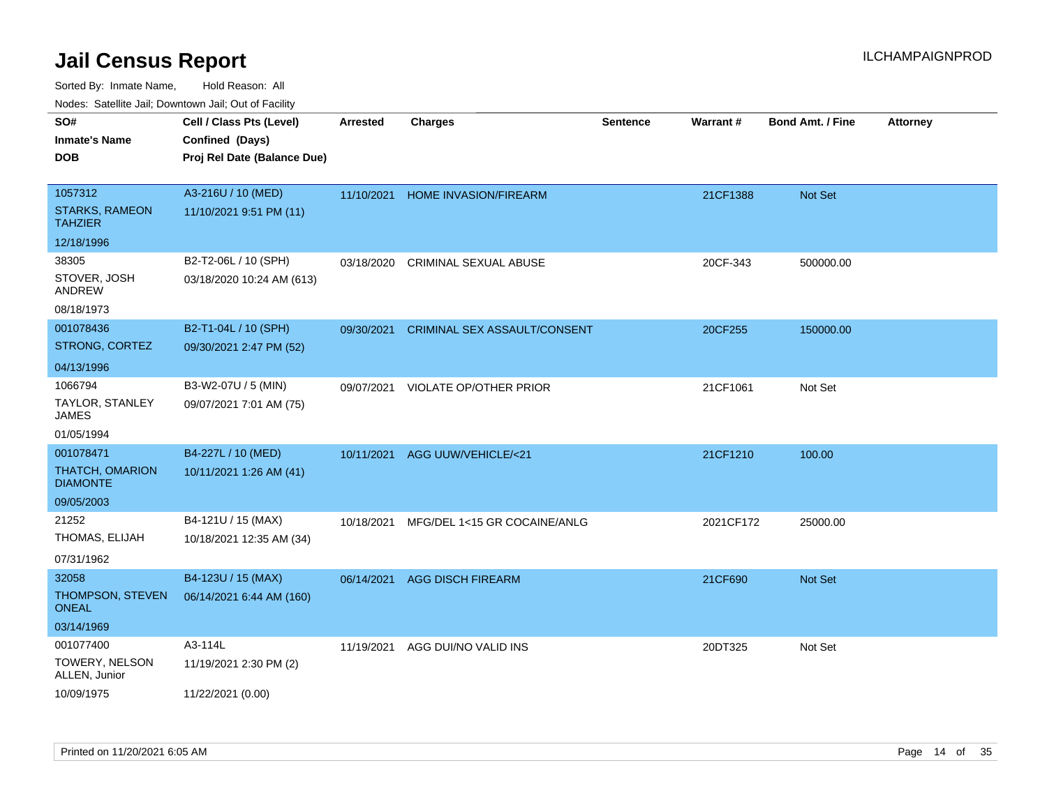# Jail Census Report

Sorted By: Inmate Name, Hold Reason: All

Nodes: Satellite Jail; Downtown Jail; Out of Facility

ILCHAMPAIGNPROD

| SO# / Inmate's Name / DOB | Cell / Class Pts (Level) / Confined (Days) / Proj Rel Date (Balance Due) | Arrested | Charges | Sentence | Warrant # | Bond Amt. / Fine | Attorney |
|---|---|---|---|---|---|---|---|
| 1057312<br>STARKS, RAMEON TAHZIER<br>12/18/1996 | A3-216U / 10 (MED)<br>11/10/2021 9:51 PM (11) | 11/10/2021 | HOME INVASION/FIREARM | | 21CF1388 | Not Set | |
| 38305<br>STOVER, JOSH ANDREW<br>08/18/1973 | B2-T2-06L / 10 (SPH)<br>03/18/2020 10:24 AM (613) | 03/18/2020 | CRIMINAL SEXUAL ABUSE | | 20CF-343 | 500000.00 | |
| 001078436<br>STRONG, CORTEZ<br>04/13/1996 | B2-T1-04L / 10 (SPH)<br>09/30/2021 2:47 PM (52) | 09/30/2021 | CRIMINAL SEX ASSAULT/CONSENT | | 20CF255 | 150000.00 | |
| 1066794<br>TAYLOR, STANLEY JAMES<br>01/05/1994 | B3-W2-07U / 5 (MIN)<br>09/07/2021 7:01 AM (75) | 09/07/2021 | VIOLATE OP/OTHER PRIOR | | 21CF1061 | Not Set | |
| 001078471<br>THATCH, OMARION DIAMONTE<br>09/05/2003 | B4-227L / 10 (MED)<br>10/11/2021 1:26 AM (41) | 10/11/2021 | AGG UUW/VEHICLE/<21 | | 21CF1210 | 100.00 | |
| 21252<br>THOMAS, ELIJAH<br>07/31/1962 | B4-121U / 15 (MAX)<br>10/18/2021 12:35 AM (34) | 10/18/2021 | MFG/DEL 1<15 GR COCAINE/ANLG | | 2021CF172 | 25000.00 | |
| 32058<br>THOMPSON, STEVEN ONEAL<br>03/14/1969 | B4-123U / 15 (MAX)<br>06/14/2021 6:44 AM (160) | 06/14/2021 | AGG DISCH FIREARM | | 21CF690 | Not Set | |
| 001077400<br>TOWERY, NELSON ALLEN, Junior<br>10/09/1975 | A3-114L<br>11/19/2021 2:30 PM (2)<br>11/22/2021 (0.00) | 11/19/2021 | AGG DUI/NO VALID INS | | 20DT325 | Not Set | |

Printed on 11/20/2021 6:05 AM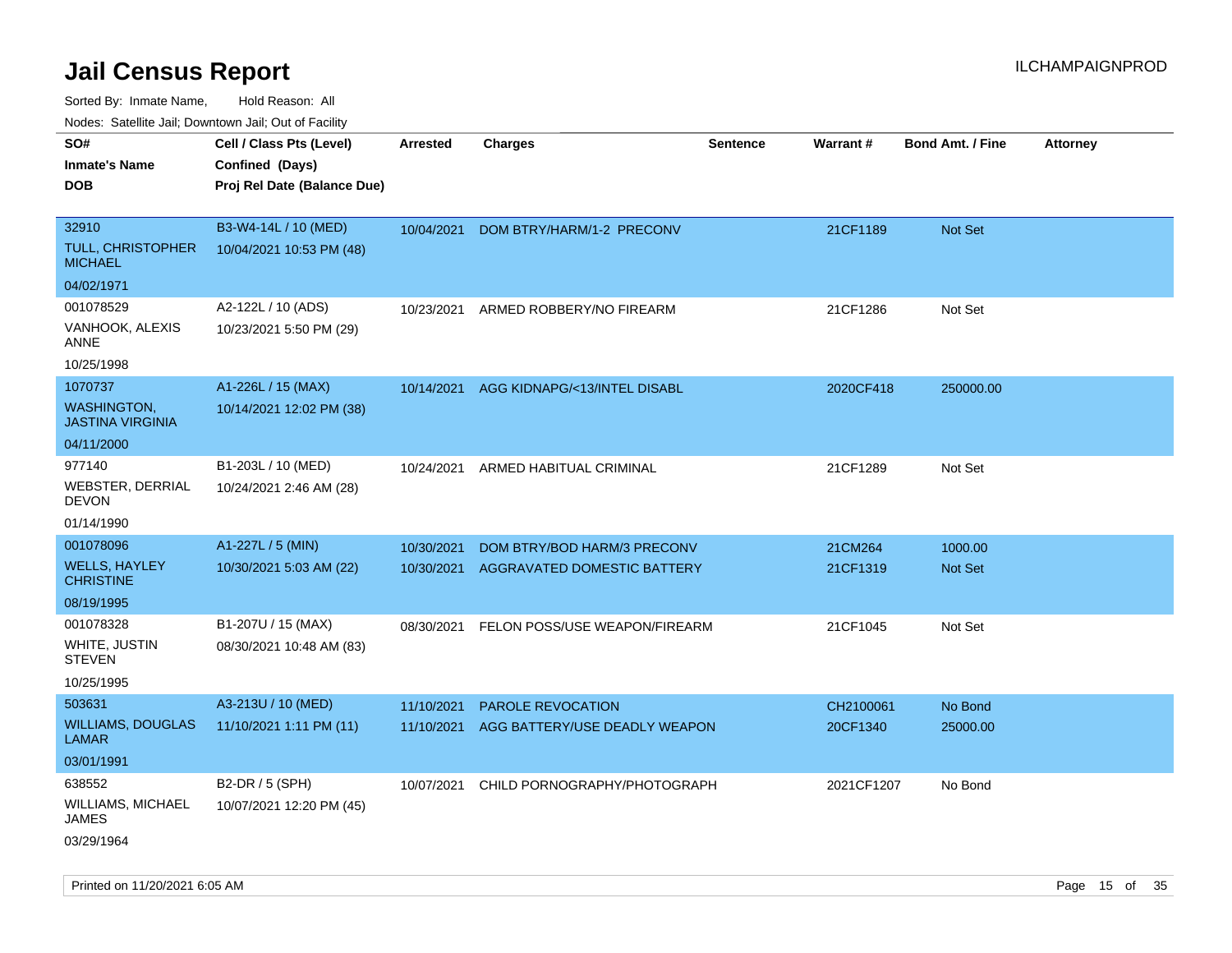# Jail Census Report

ILCHAMPAIGNPROD

Sorted By: Inmate Name, Hold Reason: All

Nodes: Satellite Jail; Downtown Jail; Out of Facility

| SO# / Inmate's Name / DOB | Cell / Class Pts (Level) / Confined (Days) / Proj Rel Date (Balance Due) | Arrested | Charges | Sentence | Warrant # | Bond Amt. / Fine | Attorney |
|---|---|---|---|---|---|---|---|
| 32910<br>TULL, CHRISTOPHER MICHAEL<br>04/02/1971 | B3-W4-14L / 10 (MED)<br>10/04/2021 10:53 PM (48) | 10/04/2021 | DOM BTRY/HARM/1-2 PRECONV | | 21CF1189 | Not Set | |
| 001078529<br>VANHOOK, ALEXIS ANNE<br>10/25/1998 | A2-122L / 10 (ADS)<br>10/23/2021 5:50 PM (29) | 10/23/2021 | ARMED ROBBERY/NO FIREARM | | 21CF1286 | Not Set | |
| 1070737<br>WASHINGTON, JASTINA VIRGINIA<br>04/11/2000 | A1-226L / 15 (MAX)<br>10/14/2021 12:02 PM (38) | 10/14/2021 | AGG KIDNAPG/<13/INTEL DISABL | | 2020CF418 | 250000.00 | |
| 977140<br>WEBSTER, DERRIAL DEVON<br>01/14/1990 | B1-203L / 10 (MED)<br>10/24/2021 2:46 AM (28) | 10/24/2021 | ARMED HABITUAL CRIMINAL | | 21CF1289 | Not Set | |
| 001078096<br>WELLS, HAYLEY CHRISTINE<br>08/19/1995 | A1-227L / 5 (MIN)<br>10/30/2021 5:03 AM (22) | 10/30/2021<br>10/30/2021 | DOM BTRY/BOD HARM/3 PRECONV<br>AGGRAVATED DOMESTIC BATTERY | | 21CM264<br>21CF1319 | 1000.00<br>Not Set | |
| 001078328<br>WHITE, JUSTIN STEVEN<br>10/25/1995 | B1-207U / 15 (MAX)<br>08/30/2021 10:48 AM (83) | 08/30/2021 | FELON POSS/USE WEAPON/FIREARM | | 21CF1045 | Not Set | |
| 503631<br>WILLIAMS, DOUGLAS LAMAR<br>03/01/1991 | A3-213U / 10 (MED)<br>11/10/2021 1:11 PM (11) | 11/10/2021<br>11/10/2021 | PAROLE REVOCATION<br>AGG BATTERY/USE DEADLY WEAPON | | CH2100061<br>20CF1340 | No Bond<br>25000.00 | |
| 638552<br>WILLIAMS, MICHAEL JAMES<br>03/29/1964 | B2-DR / 5 (SPH)<br>10/07/2021 12:20 PM (45) | 10/07/2021 | CHILD PORNOGRAPHY/PHOTOGRAPH | | 2021CF1207 | No Bond | |

Printed on 11/20/2021 6:05 AM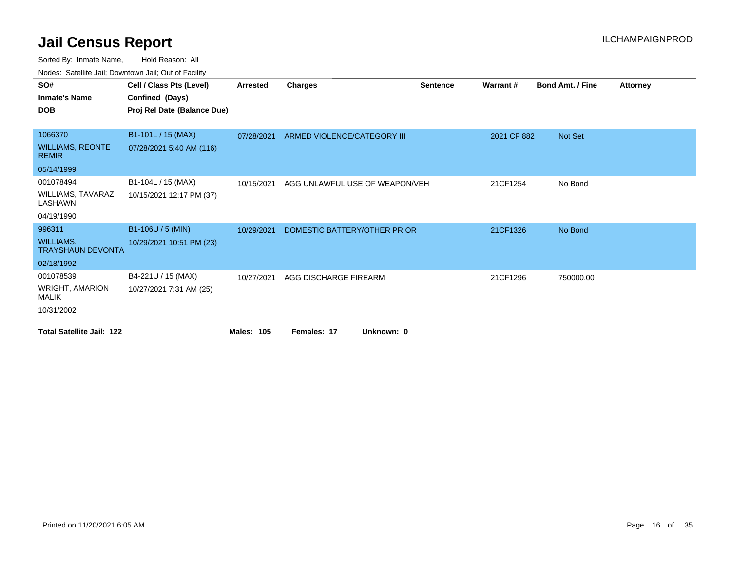# Jail Census Report

ILCHAMPAIGNPROD

Sorted By: Inmate Name, Hold Reason: All

Nodes: Satellite Jail; Downtown Jail; Out of Facility

| SO# / Inmate's Name / DOB | Cell / Class Pts (Level) / Confined (Days) / Proj Rel Date (Balance Due) | Arrested | Charges | Sentence | Warrant # | Bond Amt. / Fine | Attorney |
|---|---|---|---|---|---|---|---|
| 1066370<br>WILLIAMS, REONTE REMIR<br>05/14/1999 | B1-101L / 15 (MAX)<br>07/28/2021 5:40 AM (116) | 07/28/2021 | ARMED VIOLENCE/CATEGORY III | | 2021 CF 882 | Not Set | |
| 001078494<br>WILLIAMS, TAVARAZ LASHAWN<br>04/19/1990 | B1-104L / 15 (MAX)<br>10/15/2021 12:17 PM (37) | 10/15/2021 | AGG UNLAWFUL USE OF WEAPON/VEH | | 21CF1254 | No Bond | |
| 996311<br>WILLIAMS, TRAYSHAUN DEVONTA<br>02/18/1992 | B1-106U / 5 (MIN)<br>10/29/2021 10:51 PM (23) | 10/29/2021 | DOMESTIC BATTERY/OTHER PRIOR | | 21CF1326 | No Bond | |
| 001078539<br>WRIGHT, AMARION MALIK<br>10/31/2002 | B4-221U / 15 (MAX)<br>10/27/2021 7:31 AM (25) | 10/27/2021 | AGG DISCHARGE FIREARM | | 21CF1296 | 750000.00 | |

**Total Satellite Jail: 122** **Males: 105** **Females: 17** **Unknown: 0**

Printed on 11/20/2021 6:05 AM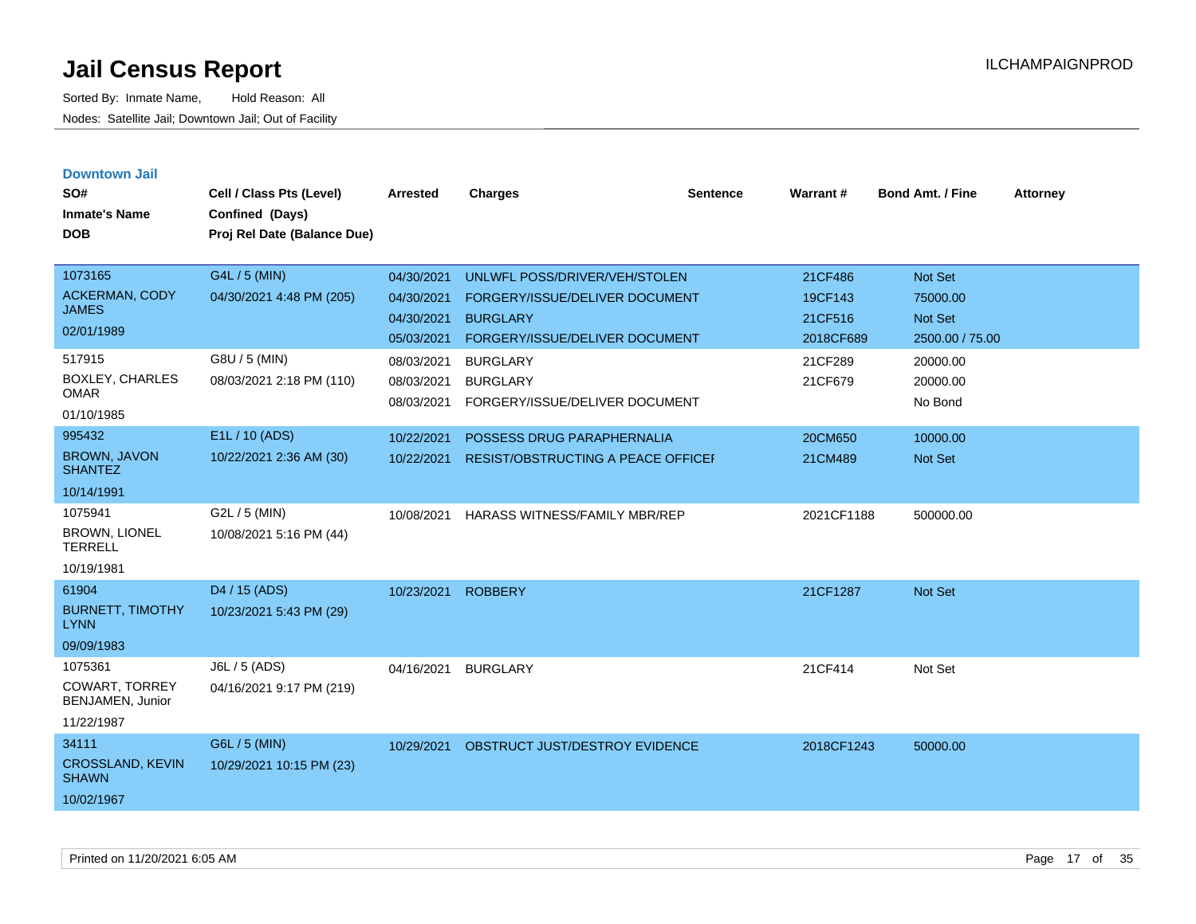# Jail Census Report

Sorted By: Inmate Name, Hold Reason: All

Nodes: Satellite Jail; Downtown Jail; Out of Facility

ILCHAMPAIGNPROD

## Downtown Jail

| SO# / Inmate's Name / DOB | Cell / Class Pts (Level) / Confined (Days) / Proj Rel Date (Balance Due) | Arrested | Charges | Sentence | Warrant # | Bond Amt. / Fine | Attorney |
|---|---|---|---|---|---|---|---|
| 1073165 ACKERMAN, CODY JAMES 02/01/1989 | G4L / 5 (MIN) 04/30/2021 4:48 PM (205) | 04/30/2021 | UNLWFL POSS/DRIVER/VEH/STOLEN | | 21CF486 | Not Set | |
| | | 04/30/2021 | FORGERY/ISSUE/DELIVER DOCUMENT | | 19CF143 | 75000.00 | |
| | | 04/30/2021 | BURGLARY | | 21CF516 | Not Set | |
| | | 05/03/2021 | FORGERY/ISSUE/DELIVER DOCUMENT | | 2018CF689 | 2500.00 / 75.00 | |
| 517915 BOXLEY, CHARLES OMAR 01/10/1985 | G8U / 5 (MIN) 08/03/2021 2:18 PM (110) | 08/03/2021 | BURGLARY | | 21CF289 | 20000.00 | |
| | | 08/03/2021 | BURGLARY | | 21CF679 | 20000.00 | |
| | | 08/03/2021 | FORGERY/ISSUE/DELIVER DOCUMENT | | | No Bond | |
| 995432 BROWN, JAVON SHANTEZ 10/14/1991 | E1L / 10 (ADS) 10/22/2021 2:36 AM (30) | 10/22/2021 | POSSESS DRUG PARAPHERNALIA | | 20CM650 | 10000.00 | |
| | | 10/22/2021 | RESIST/OBSTRUCTING A PEACE OFFICEI | | 21CM489 | Not Set | |
| 1075941 BROWN, LIONEL TERRELL 10/19/1981 | G2L / 5 (MIN) 10/08/2021 5:16 PM (44) | 10/08/2021 | HARASS WITNESS/FAMILY MBR/REP | | 2021CF1188 | 500000.00 | |
| 61904 BURNETT, TIMOTHY LYNN 09/09/1983 | D4 / 15 (ADS) 10/23/2021 5:43 PM (29) | 10/23/2021 | ROBBERY | | 21CF1287 | Not Set | |
| 1075361 COWART, TORREY BENJAMEN, Junior 11/22/1987 | J6L / 5 (ADS) 04/16/2021 9:17 PM (219) | 04/16/2021 | BURGLARY | | 21CF414 | Not Set | |
| 34111 CROSSLAND, KEVIN SHAWN 10/02/1967 | G6L / 5 (MIN) 10/29/2021 10:15 PM (23) | 10/29/2021 | OBSTRUCT JUST/DESTROY EVIDENCE | | 2018CF1243 | 50000.00 | |

Printed on 11/20/2021 6:05 AM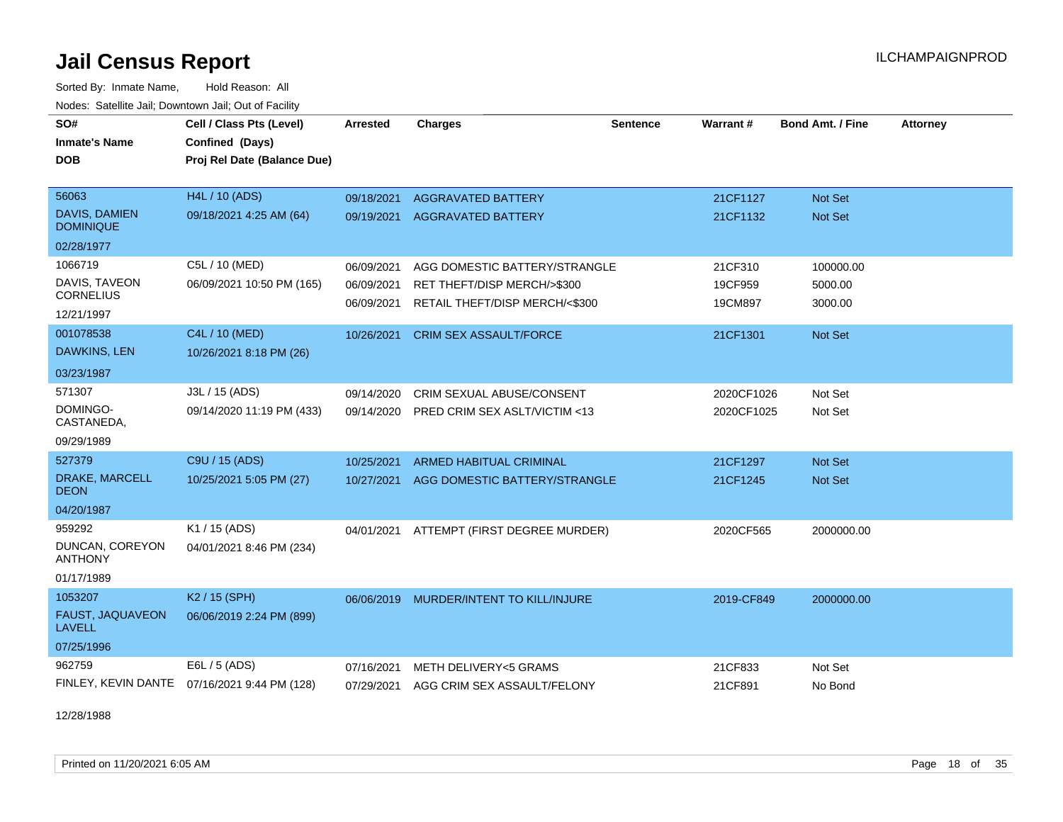# Jail Census Report

Sorted By: Inmate Name, Hold Reason: All

Nodes: Satellite Jail; Downtown Jail; Out of Facility

ILCHAMPAIGNPROD

| SO# / Inmate's Name / DOB | Cell / Class Pts (Level) / Confined (Days) / Proj Rel Date (Balance Due) | Arrested | Charges | Sentence | Warrant # | Bond Amt. / Fine | Attorney |
|---|---|---|---|---|---|---|---|
| 56063<br>DAVIS, DAMIEN DOMINIQUE<br>02/28/1977 | H4L / 10 (ADS)<br>09/18/2021 4:25 AM (64) | 09/18/2021<br>09/19/2021 | AGGRAVATED BATTERY<br>AGGRAVATED BATTERY | | 21CF1127<br>21CF1132 | Not Set<br>Not Set | |
| 1066719<br>DAVIS, TAVEON CORNELIUS<br>12/21/1997 | C5L / 10 (MED)<br>06/09/2021 10:50 PM (165) | 06/09/2021<br>06/09/2021<br>06/09/2021 | AGG DOMESTIC BATTERY/STRANGLE<br>RET THEFT/DISP MERCH/>$300<br>RETAIL THEFT/DISP MERCH/<$300 | | 21CF310<br>19CF959<br>19CM897 | 100000.00<br>5000.00<br>3000.00 | |
| 001078538<br>DAWKINS, LEN<br>03/23/1987 | C4L / 10 (MED)<br>10/26/2021 8:18 PM (26) | 10/26/2021 | CRIM SEX ASSAULT/FORCE | | 21CF1301 | Not Set | |
| 571307<br>DOMINGO-CASTANEDA,<br>09/29/1989 | J3L / 15 (ADS)<br>09/14/2020 11:19 PM (433) | 09/14/2020<br>09/14/2020 | CRIM SEXUAL ABUSE/CONSENT<br>PRED CRIM SEX ASLT/VICTIM <13 | | 2020CF1026<br>2020CF1025 | Not Set<br>Not Set | |
| 527379<br>DRAKE, MARCELL DEON<br>04/20/1987 | C9U / 15 (ADS)<br>10/25/2021 5:05 PM (27) | 10/25/2021<br>10/27/2021 | ARMED HABITUAL CRIMINAL<br>AGG DOMESTIC BATTERY/STRANGLE | | 21CF1297<br>21CF1245 | Not Set<br>Not Set | |
| 959292<br>DUNCAN, COREYON ANTHONY<br>01/17/1989 | K1 / 15 (ADS)<br>04/01/2021 8:46 PM (234) | 04/01/2021 | ATTEMPT (FIRST DEGREE MURDER) | | 2020CF565 | 2000000.00 | |
| 1053207<br>FAUST, JAQUAVEON LAVELL<br>07/25/1996 | K2 / 15 (SPH)<br>06/06/2019 2:24 PM (899) | 06/06/2019 | MURDER/INTENT TO KILL/INJURE | | 2019-CF849 | 2000000.00 | |
| 962759<br>FINLEY, KEVIN DANTE<br>12/28/1988 | E6L / 5 (ADS)<br>07/16/2021 9:44 PM (128) | 07/16/2021<br>07/29/2021 | METH DELIVERY<5 GRAMS<br>AGG CRIM SEX ASSAULT/FELONY | | 21CF833<br>21CF891 | Not Set<br>No Bond | |

Printed on 11/20/2021 6:05 AM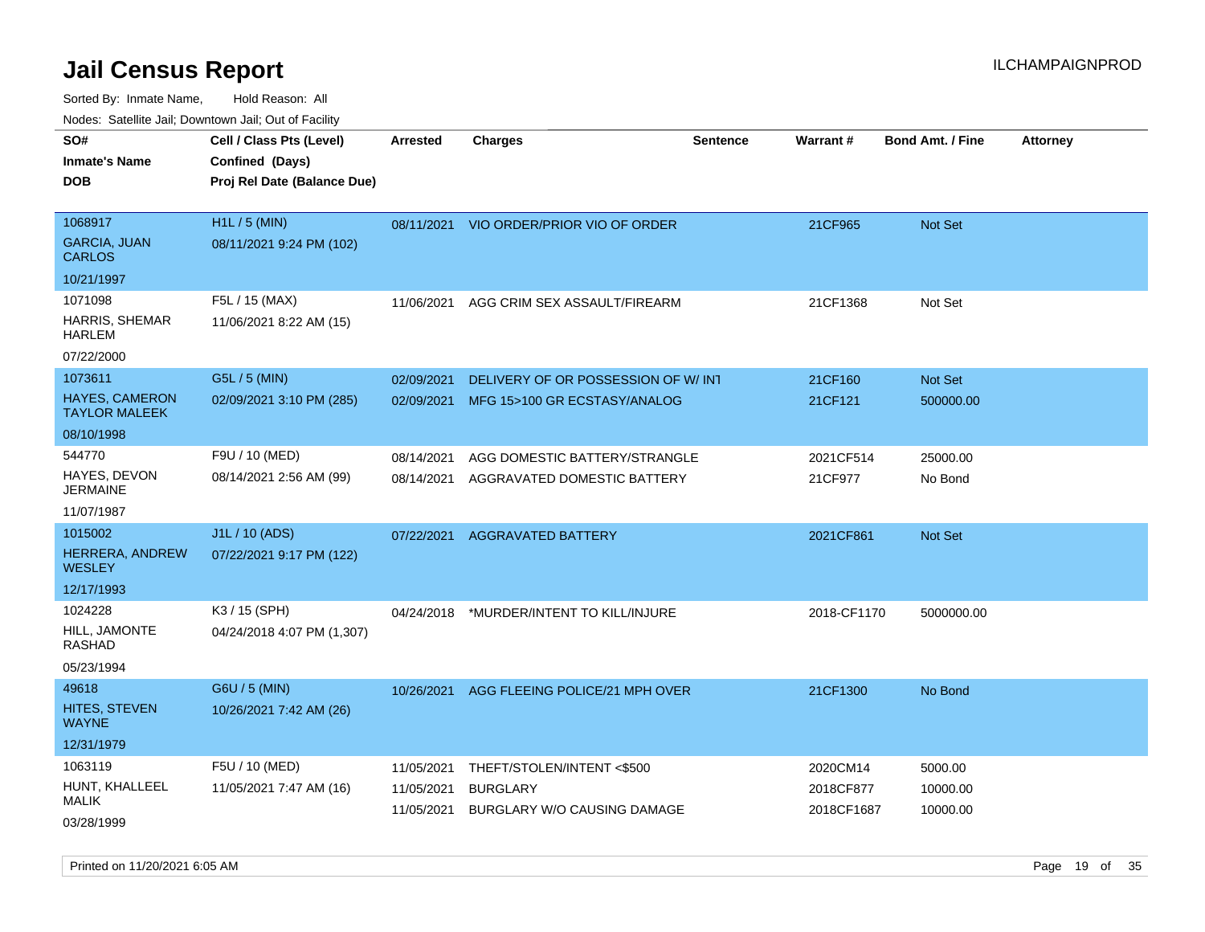# Jail Census Report

Sorted By: Inmate Name, Hold Reason: All

Nodes: Satellite Jail; Downtown Jail; Out of Facility

| SO# / Inmate's Name / DOB | Cell / Class Pts (Level) / Confined (Days) / Proj Rel Date (Balance Due) | Arrested | Charges | Sentence | Warrant # | Bond Amt. / Fine | Attorney |
|---|---|---|---|---|---|---|---|
| 1068917<br>GARCIA, JUAN CARLOS<br>10/21/1997 | H1L / 5 (MIN)<br>08/11/2021 9:24 PM (102) | 08/11/2021 | VIO ORDER/PRIOR VIO OF ORDER | | 21CF965 | Not Set | |
| 1071098<br>HARRIS, SHEMAR HARLEM<br>07/22/2000 | F5L / 15 (MAX)<br>11/06/2021 8:22 AM (15) | 11/06/2021 | AGG CRIM SEX ASSAULT/FIREARM | | 21CF1368 | Not Set | |
| 1073611<br>HAYES, CAMERON TAYLOR MALEEK<br>08/10/1998 | G5L / 5 (MIN)<br>02/09/2021 3:10 PM (285) | 02/09/2021<br>02/09/2021 | DELIVERY OF OR POSSESSION OF W/ INT<br>MFG 15>100 GR ECSTASY/ANALOG | | 21CF160<br>21CF121 | Not Set<br>500000.00 | |
| 544770<br>HAYES, DEVON JERMAINE<br>11/07/1987 | F9U / 10 (MED)<br>08/14/2021 2:56 AM (99) | 08/14/2021<br>08/14/2021 | AGG DOMESTIC BATTERY/STRANGLE<br>AGGRAVATED DOMESTIC BATTERY | | 2021CF514<br>21CF977 | 25000.00<br>No Bond | |
| 1015002<br>HERRERA, ANDREW WESLEY<br>12/17/1993 | J1L / 10 (ADS)<br>07/22/2021 9:17 PM (122) | 07/22/2021 | AGGRAVATED BATTERY | | 2021CF861 | Not Set | |
| 1024228<br>HILL, JAMONTE RASHAD<br>05/23/1994 | K3 / 15 (SPH)<br>04/24/2018 4:07 PM (1,307) | 04/24/2018 | *MURDER/INTENT TO KILL/INJURE | | 2018-CF1170 | 5000000.00 | |
| 49618<br>HITES, STEVEN WAYNE<br>12/31/1979 | G6U / 5 (MIN)<br>10/26/2021 7:42 AM (26) | 10/26/2021 | AGG FLEEING POLICE/21 MPH OVER | | 21CF1300 | No Bond | |
| 1063119<br>HUNT, KHALLEEL MALIK<br>03/28/1999 | F5U / 10 (MED)<br>11/05/2021 7:47 AM (16) | 11/05/2021<br>11/05/2021<br>11/05/2021 | THEFT/STOLEN/INTENT <$500<br>BURGLARY<br>BURGLARY W/O CAUSING DAMAGE | | 2020CM14<br>2018CF877<br>2018CF1687 | 5000.00<br>10000.00<br>10000.00 | |

Printed on 11/20/2021 6:05 AM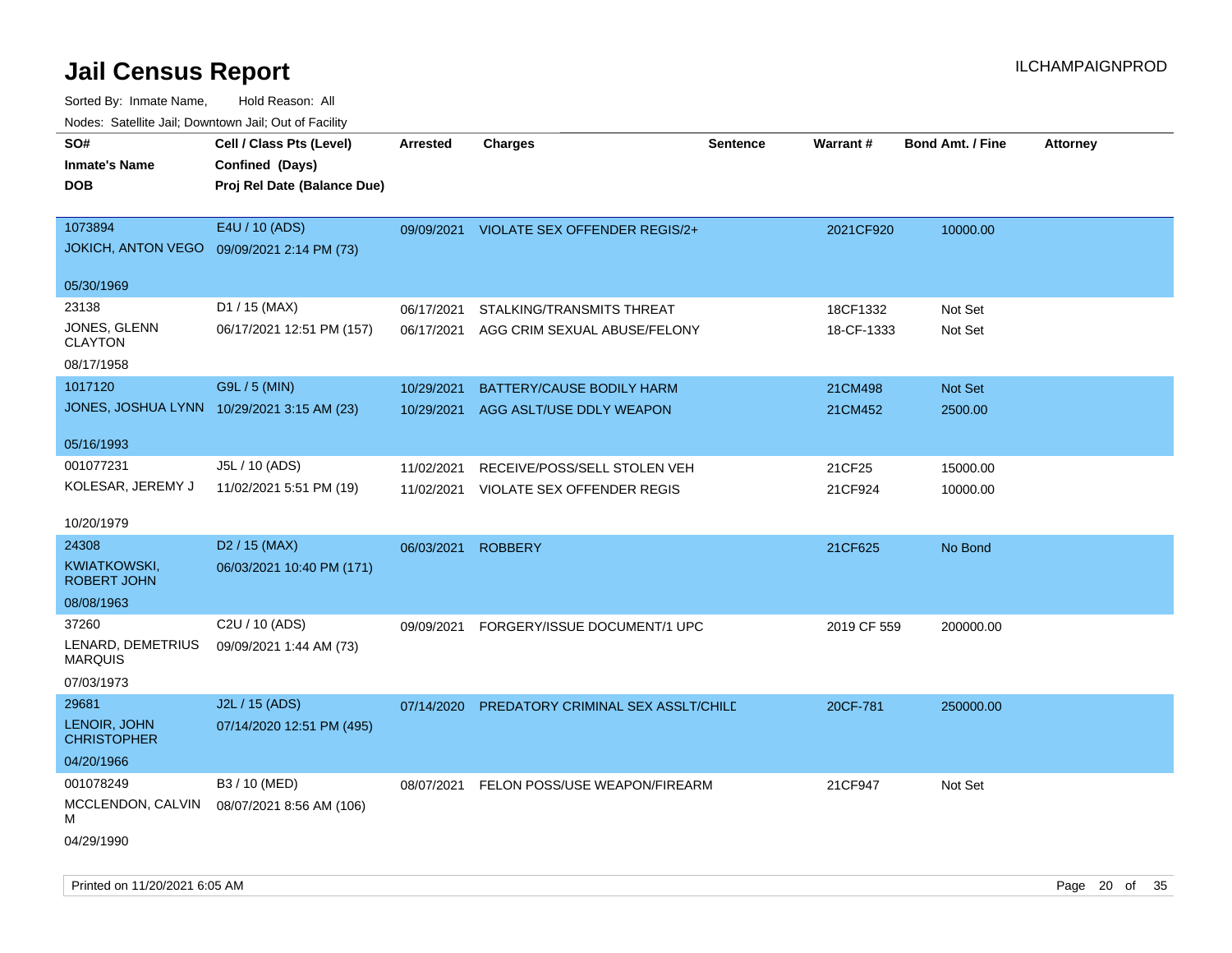# Jail Census Report

ILCHAMPAIGNPROD

Sorted By: Inmate Name, Hold Reason: All

Nodes: Satellite Jail; Downtown Jail; Out of Facility

| SO#<br>Inmate's Name<br>DOB | Cell / Class Pts (Level)<br>Confined (Days)<br>Proj Rel Date (Balance Due) | Arrested | Charges | Sentence | Warrant # | Bond Amt. / Fine | Attorney |
|---|---|---|---|---|---|---|---|
| 1073894<br>JOKICH, ANTON VEGO<br>05/30/1969 | E4U / 10 (ADS)<br>09/09/2021 2:14 PM (73) | 09/09/2021 | VIOLATE SEX OFFENDER REGIS/2+ | | 2021CF920 | 10000.00 | |
| 23138<br>JONES, GLENN CLAYTON<br>08/17/1958 | D1 / 15 (MAX)<br>06/17/2021 12:51 PM (157) | 06/17/2021<br>06/17/2021 | STALKING/TRANSMITS THREAT<br>AGG CRIM SEXUAL ABUSE/FELONY | | 18CF1332<br>18-CF-1333 | Not Set<br>Not Set | |
| 1017120<br>JONES, JOSHUA LYNN<br>05/16/1993 | G9L / 5 (MIN)<br>10/29/2021 3:15 AM (23) | 10/29/2021<br>10/29/2021 | BATTERY/CAUSE BODILY HARM<br>AGG ASLT/USE DDLY WEAPON | | 21CM498<br>21CM452 | Not Set<br>2500.00 | |
| 001077231<br>KOLESAR, JEREMY J<br>10/20/1979 | J5L / 10 (ADS)<br>11/02/2021 5:51 PM (19) | 11/02/2021<br>11/02/2021 | RECEIVE/POSS/SELL STOLEN VEH<br>VIOLATE SEX OFFENDER REGIS | | 21CF25<br>21CF924 | 15000.00<br>10000.00 | |
| 24308<br>KWIATKOWSKI, ROBERT JOHN<br>08/08/1963 | D2 / 15 (MAX)<br>06/03/2021 10:40 PM (171) | 06/03/2021 | ROBBERY | | 21CF625 | No Bond | |
| 37260<br>LENARD, DEMETRIUS MARQUIS<br>07/03/1973 | C2U / 10 (ADS)<br>09/09/2021 1:44 AM (73) | 09/09/2021 | FORGERY/ISSUE DOCUMENT/1 UPC | | 2019 CF 559 | 200000.00 | |
| 29681<br>LENOIR, JOHN CHRISTOPHER<br>04/20/1966 | J2L / 15 (ADS)<br>07/14/2020 12:51 PM (495) | 07/14/2020 | PREDATORY CRIMINAL SEX ASSLT/CHILD | | 20CF-781 | 250000.00 | |
| 001078249<br>MCCLENDON, CALVIN M<br>04/29/1990 | B3 / 10 (MED)<br>08/07/2021 8:56 AM (106) | 08/07/2021 | FELON POSS/USE WEAPON/FIREARM | | 21CF947 | Not Set | |

Printed on 11/20/2021 6:05 AM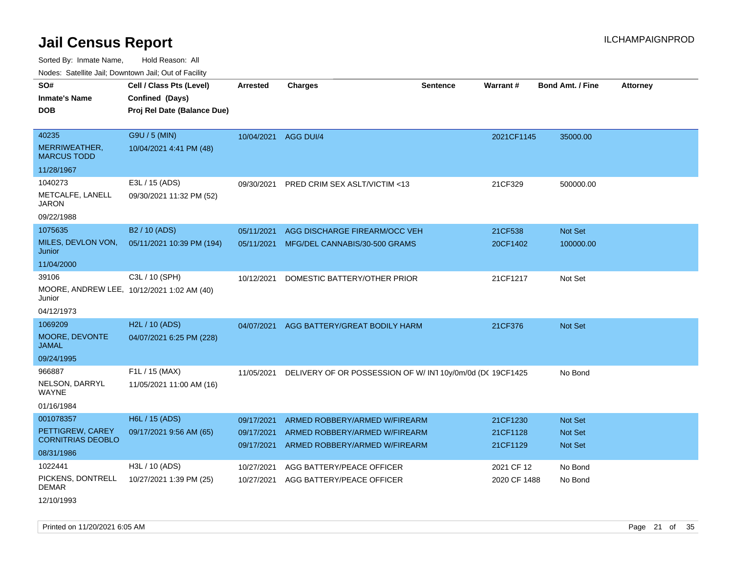# Jail Census Report

ILCHAMPAIGNPROD

Sorted By: Inmate Name, Hold Reason: All

Nodes: Satellite Jail; Downtown Jail; Out of Facility

| SO# / Inmate's Name / DOB | Cell / Class Pts (Level) / Confined (Days) / Proj Rel Date (Balance Due) | Arrested | Charges | Sentence | Warrant # | Bond Amt. / Fine | Attorney |
|---|---|---|---|---|---|---|---|
| 40235<br>MERRIWEATHER, MARCUS TODD<br>11/28/1967 | G9U / 5 (MIN)<br>10/04/2021 4:41 PM (48) | 10/04/2021 | AGG DUI/4 | | 2021CF1145 | 35000.00 | |
| 1040273<br>METCALFE, LANELL JARON<br>09/22/1988 | E3L / 15 (ADS)<br>09/30/2021 11:32 PM (52) | 09/30/2021 | PRED CRIM SEX ASLT/VICTIM <13 | | 21CF329 | 500000.00 | |
| 1075635<br>MILES, DEVLON VON, Junior<br>11/04/2000 | B2 / 10 (ADS)<br>05/11/2021 10:39 PM (194) | 05/11/2021 | AGG DISCHARGE FIREARM/OCC VEH | | 21CF538 | Not Set | |
| | | 05/11/2021 | MFG/DEL CANNABIS/30-500 GRAMS | | 20CF1402 | 100000.00 | |
| 39106<br>MOORE, ANDREW LEE, Junior<br>04/12/1973 | C3L / 10 (SPH)<br>10/12/2021 1:02 AM (40) | 10/12/2021 | DOMESTIC BATTERY/OTHER PRIOR | | 21CF1217 | Not Set | |
| 1069209<br>MOORE, DEVONTE JAMAL<br>09/24/1995 | H2L / 10 (ADS)<br>04/07/2021 6:25 PM (228) | 04/07/2021 | AGG BATTERY/GREAT BODILY HARM | | 21CF376 | Not Set | |
| 966887<br>NELSON, DARRYL WAYNE<br>01/16/1984 | F1L / 15 (MAX)<br>11/05/2021 11:00 AM (16) | 11/05/2021 | DELIVERY OF OR POSSESSION OF W/ INT | 10y/0m/0d (DC | 19CF1425 | No Bond | |
| 001078357<br>PETTIGREW, CAREY CORNITRIAS DEOBLO<br>08/31/1986 | H6L / 15 (ADS)<br>09/17/2021 9:56 AM (65) | 09/17/2021 | ARMED ROBBERY/ARMED W/FIREARM | | 21CF1230 | Not Set | |
| | | 09/17/2021 | ARMED ROBBERY/ARMED W/FIREARM | | 21CF1128 | Not Set | |
| | | 09/17/2021 | ARMED ROBBERY/ARMED W/FIREARM | | 21CF1129 | Not Set | |
| 1022441<br>PICKENS, DONTRELL DEMAR<br>12/10/1993 | H3L / 10 (ADS)<br>10/27/2021 1:39 PM (25) | 10/27/2021 | AGG BATTERY/PEACE OFFICER | | 2021 CF 12 | No Bond | |
| | | 10/27/2021 | AGG BATTERY/PEACE OFFICER | | 2020 CF 1488 | No Bond | |

Printed on 11/20/2021 6:05 AM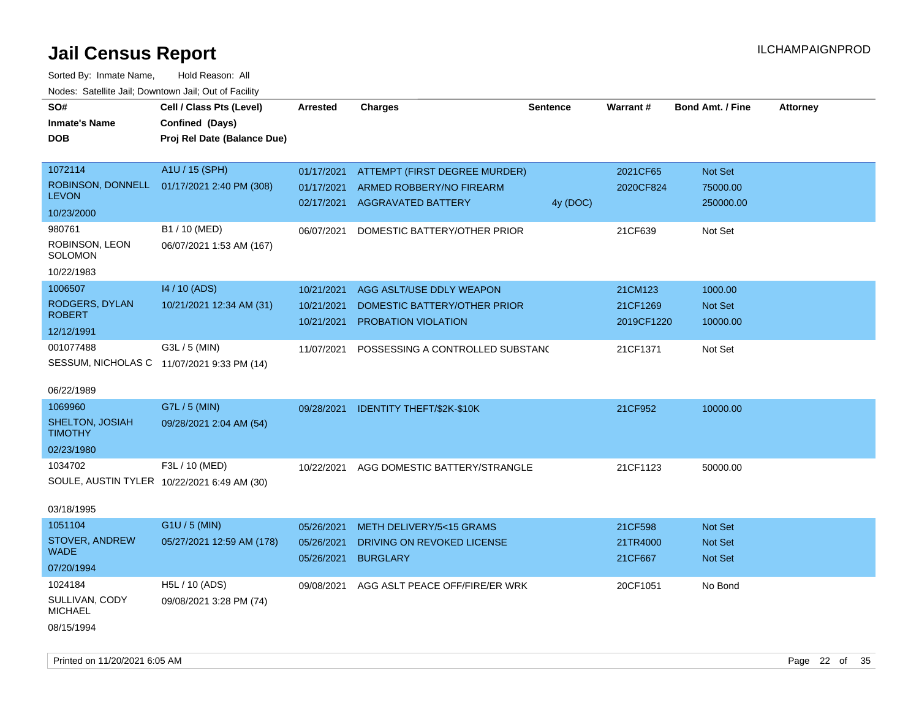# Jail Census Report

ILCHAMPAIGNPROD

Sorted By: Inmate Name, Hold Reason: All

Nodes: Satellite Jail; Downtown Jail; Out of Facility

| SO# / Inmate's Name / DOB | Cell / Class Pts (Level) / Confined (Days) / Proj Rel Date (Balance Due) | Arrested | Charges | Sentence | Warrant # | Bond Amt. / Fine | Attorney |
|---|---|---|---|---|---|---|---|
| 1072114 ROBINSON, DONNELL LEVON 10/23/2000 | A1U / 15 (SPH) 01/17/2021 2:40 PM (308) | 01/17/2021 | ATTEMPT (FIRST DEGREE MURDER) | | 2021CF65 | Not Set | |
| | | 01/17/2021 | ARMED ROBBERY/NO FIREARM | | 2020CF824 | 75000.00 | |
| | | 02/17/2021 | AGGRAVATED BATTERY | 4y (DOC) | | 250000.00 | |
| 980761 ROBINSON, LEON SOLOMON 10/22/1983 | B1 / 10 (MED) 06/07/2021 1:53 AM (167) | 06/07/2021 | DOMESTIC BATTERY/OTHER PRIOR | | 21CF639 | Not Set | |
| 1006507 RODGERS, DYLAN ROBERT 12/12/1991 | I4 / 10 (ADS) 10/21/2021 12:34 AM (31) | 10/21/2021 | AGG ASLT/USE DDLY WEAPON | | 21CM123 | 1000.00 | |
| | | 10/21/2021 | DOMESTIC BATTERY/OTHER PRIOR | | 21CF1269 | Not Set | |
| | | 10/21/2021 | PROBATION VIOLATION | | 2019CF1220 | 10000.00 | |
| 001077488 SESSUM, NICHOLAS C 06/22/1989 | G3L / 5 (MIN) 11/07/2021 9:33 PM (14) | 11/07/2021 | POSSESSING A CONTROLLED SUBSTANC | | 21CF1371 | Not Set | |
| 1069960 SHELTON, JOSIAH TIMOTHY 02/23/1980 | G7L / 5 (MIN) 09/28/2021 2:04 AM (54) | 09/28/2021 | IDENTITY THEFT/$2K-$10K | | 21CF952 | 10000.00 | |
| 1034702 SOULE, AUSTIN TYLER 03/18/1995 | F3L / 10 (MED) 10/22/2021 6:49 AM (30) | 10/22/2021 | AGG DOMESTIC BATTERY/STRANGLE | | 21CF1123 | 50000.00 | |
| 1051104 STOVER, ANDREW WADE 07/20/1994 | G1U / 5 (MIN) 05/27/2021 12:59 AM (178) | 05/26/2021 | METH DELIVERY/5<15 GRAMS | | 21CF598 | Not Set | |
| | | 05/26/2021 | DRIVING ON REVOKED LICENSE | | 21TR4000 | Not Set | |
| | | 05/26/2021 | BURGLARY | | 21CF667 | Not Set | |
| 1024184 SULLIVAN, CODY MICHAEL 08/15/1994 | H5L / 10 (ADS) 09/08/2021 3:28 PM (74) | 09/08/2021 | AGG ASLT PEACE OFF/FIRE/ER WRK | | 20CF1051 | No Bond | |

Printed on 11/20/2021 6:05 AM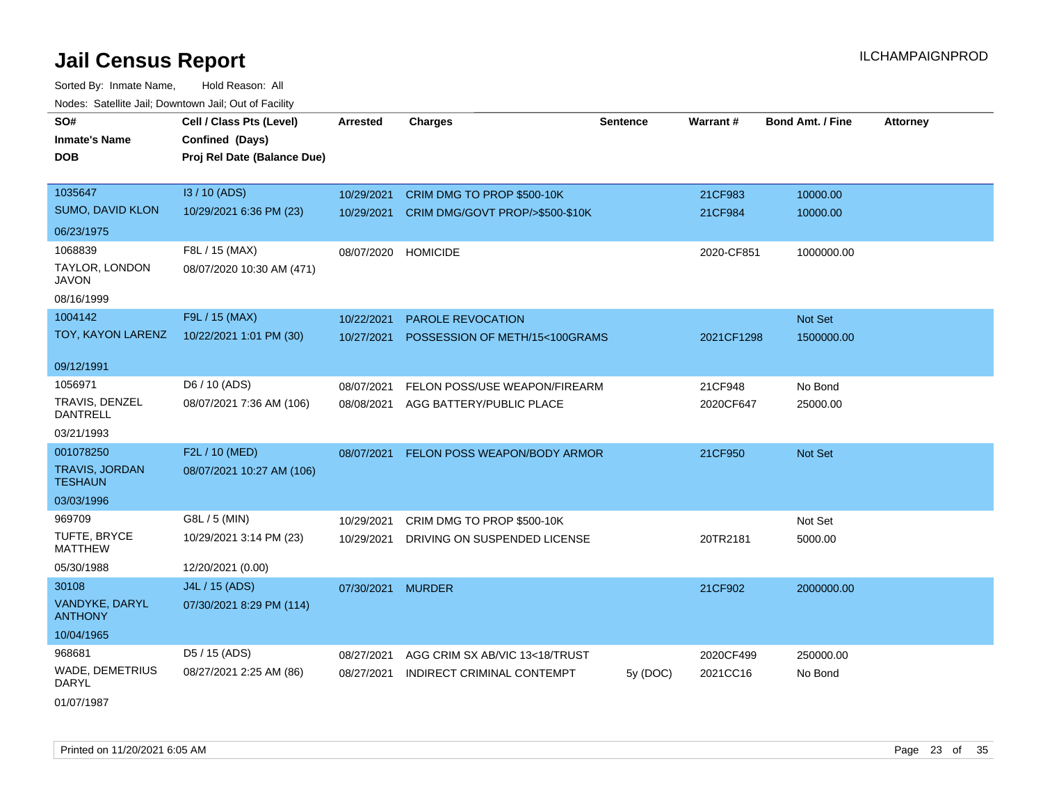# Jail Census Report

Sorted By: Inmate Name, Hold Reason: All

Nodes: Satellite Jail; Downtown Jail; Out of Facility

| SO# / Inmate's Name / DOB | Cell / Class Pts (Level) / Confined (Days) / Proj Rel Date (Balance Due) | Arrested | Charges | Sentence | Warrant # | Bond Amt. / Fine | Attorney |
|---|---|---|---|---|---|---|---|
| 1035647 SUMO, DAVID KLON 06/23/1975 | I3 / 10 (ADS) 10/29/2021 6:36 PM (23) | 10/29/2021 | CRIM DMG TO PROP $500-10K | | 21CF983 | 10000.00 | |
| | | 10/29/2021 | CRIM DMG/GOVT PROP/>$500-$10K | | 21CF984 | 10000.00 | |
| 1068839 TAYLOR, LONDON JAVON 08/16/1999 | F8L / 15 (MAX) 08/07/2020 10:30 AM (471) | 08/07/2020 | HOMICIDE | | 2020-CF851 | 1000000.00 | |
| 1004142 TOY, KAYON LARENZ 09/12/1991 | F9L / 15 (MAX) 10/22/2021 1:01 PM (30) | 10/22/2021 | PAROLE REVOCATION | | | Not Set | |
| | | 10/27/2021 | POSSESSION OF METH/15<100GRAMS | | 2021CF1298 | 1500000.00 | |
| 1056971 TRAVIS, DENZEL DANTRELL 03/21/1993 | D6 / 10 (ADS) 08/07/2021 7:36 AM (106) | 08/07/2021 | FELON POSS/USE WEAPON/FIREARM | | 21CF948 | No Bond | |
| | | 08/08/2021 | AGG BATTERY/PUBLIC PLACE | | 2020CF647 | 25000.00 | |
| 001078250 TRAVIS, JORDAN TESHAUN 03/03/1996 | F2L / 10 (MED) 08/07/2021 10:27 AM (106) | 08/07/2021 | FELON POSS WEAPON/BODY ARMOR | | 21CF950 | Not Set | |
| 969709 TUFTE, BRYCE MATTHEW 05/30/1988 | G8L / 5 (MIN) 10/29/2021 3:14 PM (23) 12/20/2021 (0.00) | 10/29/2021 | CRIM DMG TO PROP $500-10K | | | Not Set | |
| | | 10/29/2021 | DRIVING ON SUSPENDED LICENSE | | 20TR2181 | 5000.00 | |
| 30108 VANDYKE, DARYL ANTHONY 10/04/1965 | J4L / 15 (ADS) 07/30/2021 8:29 PM (114) | 07/30/2021 | MURDER | | 21CF902 | 2000000.00 | |
| 968681 WADE, DEMETRIUS DARYL 01/07/1987 | D5 / 15 (ADS) 08/27/2021 2:25 AM (86) | 08/27/2021 | AGG CRIM SX AB/VIC 13<18/TRUST | | 2020CF499 | 250000.00 | |
| | | 08/27/2021 | INDIRECT CRIMINAL CONTEMPT | 5y (DOC) | 2021CC16 | No Bond | |

Printed on 11/20/2021 6:05 AM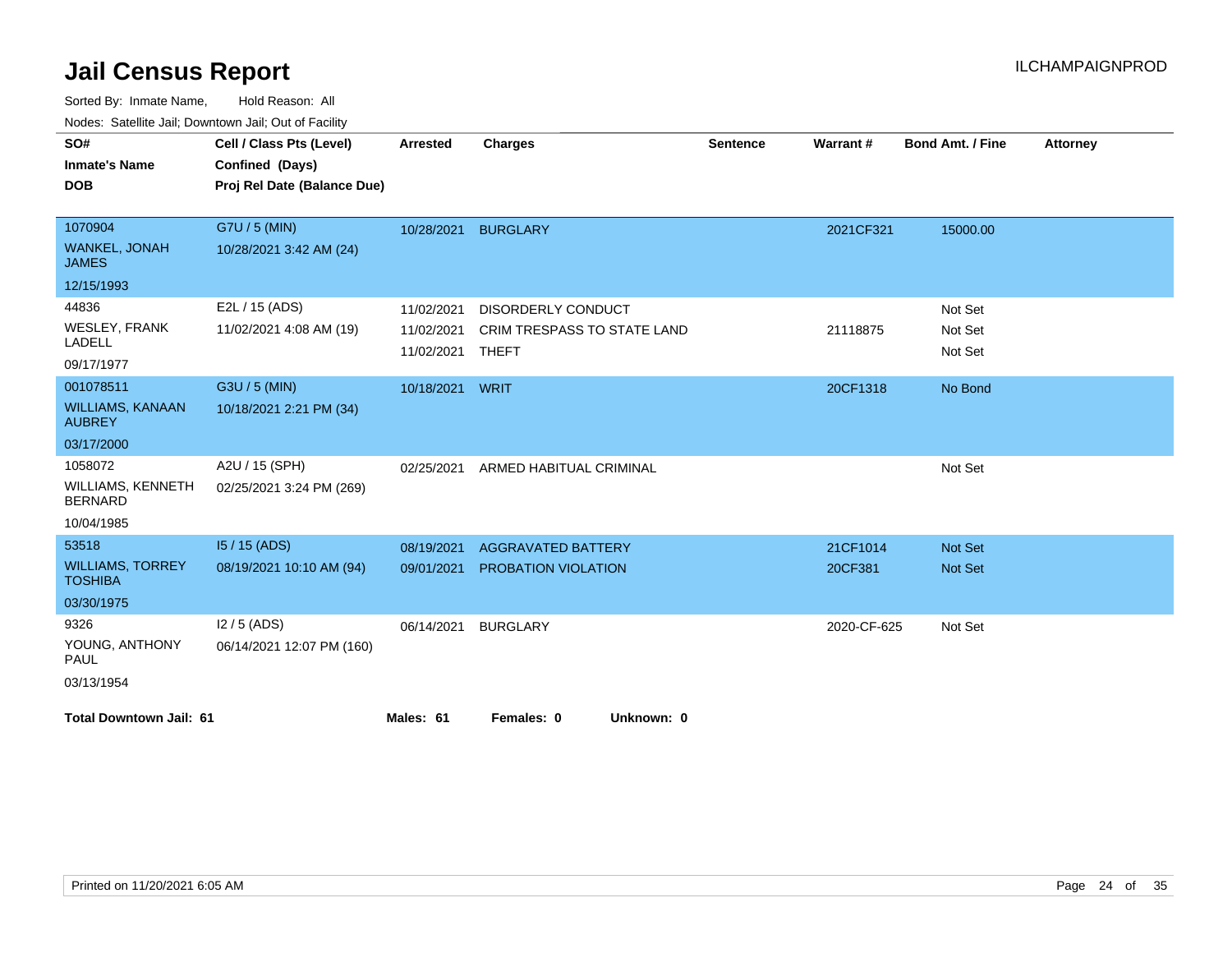# Jail Census Report

ILCHAMPAIGNPROD

Sorted By: Inmate Name, Hold Reason: All

Nodes: Satellite Jail; Downtown Jail; Out of Facility

| SO# / Inmate's Name / DOB | Cell / Class Pts (Level) / Confined (Days) / Proj Rel Date (Balance Due) | Arrested | Charges | Sentence | Warrant # | Bond Amt. / Fine | Attorney |
|---|---|---|---|---|---|---|---|
| 1070904<br>WANKEL, JONAH JAMES<br>12/15/1993 | G7U / 5 (MIN)<br>10/28/2021 3:42 AM (24) | 10/28/2021 | BURGLARY | | 2021CF321 | 15000.00 | |
| 44836<br>WESLEY, FRANK LADELL<br>09/17/1977 | E2L / 15 (ADS)<br>11/02/2021 4:08 AM (19) | 11/02/2021 | DISORDERLY CONDUCT | | | Not Set | |
| | | 11/02/2021 | CRIM TRESPASS TO STATE LAND | | 21118875 | Not Set | |
| | | 11/02/2021 | THEFT | | | Not Set | |
| 001078511<br>WILLIAMS, KANAAN AUBREY<br>03/17/2000 | G3U / 5 (MIN)<br>10/18/2021 2:21 PM (34) | 10/18/2021 | WRIT | | 20CF1318 | No Bond | |
| 1058072<br>WILLIAMS, KENNETH BERNARD<br>10/04/1985 | A2U / 15 (SPH)<br>02/25/2021 3:24 PM (269) | 02/25/2021 | ARMED HABITUAL CRIMINAL | | | Not Set | |
| 53518<br>WILLIAMS, TORREY TOSHIBA<br>03/30/1975 | I5 / 15 (ADS)<br>08/19/2021 10:10 AM (94) | 08/19/2021 | AGGRAVATED BATTERY | | 21CF1014 | Not Set | |
| | | 09/01/2021 | PROBATION VIOLATION | | 20CF381 | Not Set | |
| 9326<br>YOUNG, ANTHONY PAUL<br>03/13/1954 | I2 / 5 (ADS)<br>06/14/2021 12:07 PM (160) | 06/14/2021 | BURGLARY | | 2020-CF-625 | Not Set | |

**Total Downtown Jail: 61** **Males: 61** **Females: 0** **Unknown: 0**

Printed on 11/20/2021 6:05 AM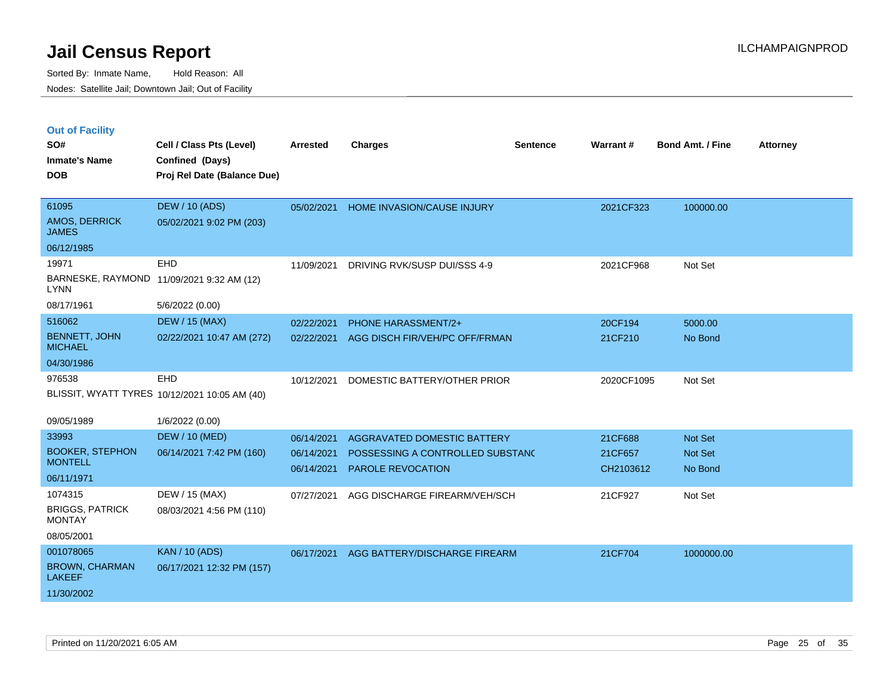# Jail Census Report

ILCHAMPAIGNPROD

Sorted By: Inmate Name, Hold Reason: All
Nodes: Satellite Jail; Downtown Jail; Out of Facility

### Out of Facility

| SO# / Inmate's Name / DOB | Cell / Class Pts (Level) / Confined (Days) / Proj Rel Date (Balance Due) | Arrested | Charges | Sentence | Warrant # | Bond Amt. / Fine | Attorney |
|---|---|---|---|---|---|---|---|
| 61095 AMOS, DERRICK JAMES 06/12/1985 | DEW / 10 (ADS) 05/02/2021 9:02 PM (203) | 05/02/2021 | HOME INVASION/CAUSE INJURY | | 2021CF323 | 100000.00 | |
| 19971 BARNESKE, RAYMOND LYNN 08/17/1961 | EHD 11/09/2021 9:32 AM (12) 5/6/2022 (0.00) | 11/09/2021 | DRIVING RVK/SUSP DUI/SSS 4-9 | | 2021CF968 | Not Set | |
| 516062 BENNETT, JOHN MICHAEL 04/30/1986 | DEW / 15 (MAX) 02/22/2021 10:47 AM (272) | 02/22/2021 | PHONE HARASSMENT/2+ | | 20CF194 | 5000.00 | |
| | | 02/22/2021 | AGG DISCH FIR/VEH/PC OFF/FRMAN | | 21CF210 | No Bond | |
| 976538 BLISSIT, WYATT TYRES 09/05/1989 | EHD 10/12/2021 10:05 AM (40) 1/6/2022 (0.00) | 10/12/2021 | DOMESTIC BATTERY/OTHER PRIOR | | 2020CF1095 | Not Set | |
| 33993 BOOKER, STEPHON MONTELL 06/11/1971 | DEW / 10 (MED) 06/14/2021 7:42 PM (160) | 06/14/2021 | AGGRAVATED DOMESTIC BATTERY | | 21CF688 | Not Set | |
| | | 06/14/2021 | POSSESSING A CONTROLLED SUBSTANC | | 21CF657 | Not Set | |
| | | 06/14/2021 | PAROLE REVOCATION | | CH2103612 | No Bond | |
| 1074315 BRIGGS, PATRICK MONTAY 08/05/2001 | DEW / 15 (MAX) 08/03/2021 4:56 PM (110) | 07/27/2021 | AGG DISCHARGE FIREARM/VEH/SCH | | 21CF927 | Not Set | |
| 001078065 BROWN, CHARMAN LAKEEF 11/30/2002 | KAN / 10 (ADS) 06/17/2021 12:32 PM (157) | 06/17/2021 | AGG BATTERY/DISCHARGE FIREARM | | 21CF704 | 1000000.00 | |

Printed on 11/20/2021 6:05 AM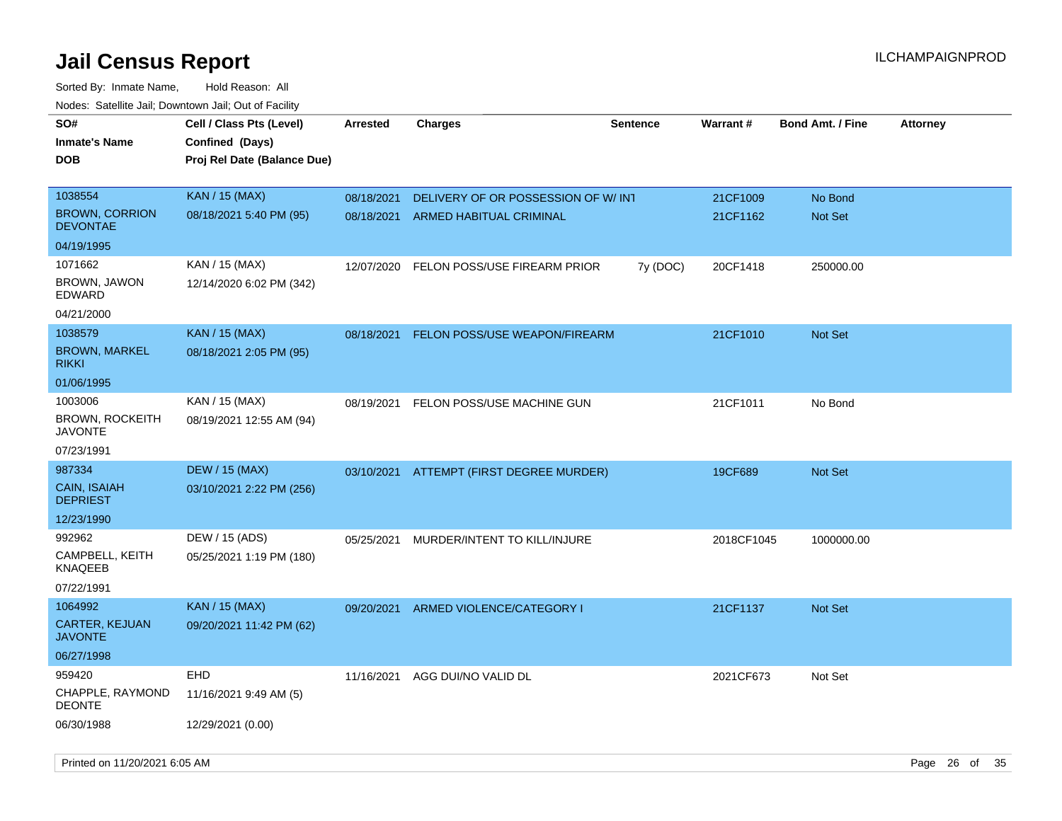# Jail Census Report

Sorted By: Inmate Name, Hold Reason: All

Nodes: Satellite Jail; Downtown Jail; Out of Facility

| SO# / Inmate's Name / DOB | Cell / Class Pts (Level) / Confined (Days) / Proj Rel Date (Balance Due) | Arrested | Charges | Sentence | Warrant # | Bond Amt. / Fine | Attorney |
|---|---|---|---|---|---|---|---|
| 1038554<br>BROWN, CORRION DEVONTAE<br>04/19/1995 | KAN / 15 (MAX)<br>08/18/2021 5:40 PM (95) | 08/18/2021<br>08/18/2021 | DELIVERY OF OR POSSESSION OF W/ INT<br>ARMED HABITUAL CRIMINAL | | 21CF1009<br>21CF1162 | No Bond<br>Not Set | |
| 1071662<br>BROWN, JAWON EDWARD<br>04/21/2000 | KAN / 15 (MAX)<br>12/14/2020 6:02 PM (342) | 12/07/2020 | FELON POSS/USE FIREARM PRIOR | 7y (DOC) | 20CF1418 | 250000.00 | |
| 1038579<br>BROWN, MARKEL RIKKI<br>01/06/1995 | KAN / 15 (MAX)<br>08/18/2021 2:05 PM (95) | 08/18/2021 | FELON POSS/USE WEAPON/FIREARM | | 21CF1010 | Not Set | |
| 1003006<br>BROWN, ROCKEITH JAVONTE<br>07/23/1991 | KAN / 15 (MAX)<br>08/19/2021 12:55 AM (94) | 08/19/2021 | FELON POSS/USE MACHINE GUN | | 21CF1011 | No Bond | |
| 987334<br>CAIN, ISAIAH DEPRIEST<br>12/23/1990 | DEW / 15 (MAX)<br>03/10/2021 2:22 PM (256) | 03/10/2021 | ATTEMPT (FIRST DEGREE MURDER) | | 19CF689 | Not Set | |
| 992962<br>CAMPBELL, KEITH KNAQEEB<br>07/22/1991 | DEW / 15 (ADS)<br>05/25/2021 1:19 PM (180) | 05/25/2021 | MURDER/INTENT TO KILL/INJURE | | 2018CF1045 | 1000000.00 | |
| 1064992<br>CARTER, KEJUAN JAVONTE<br>06/27/1998 | KAN / 15 (MAX)<br>09/20/2021 11:42 PM (62) | 09/20/2021 | ARMED VIOLENCE/CATEGORY I | | 21CF1137 | Not Set | |
| 959420<br>CHAPPLE, RAYMOND DEONTE<br>06/30/1988 | EHD<br>11/16/2021 9:49 AM (5)<br>12/29/2021 (0.00) | 11/16/2021 | AGG DUI/NO VALID DL | | 2021CF673 | Not Set | |

Printed on 11/20/2021 6:05 AM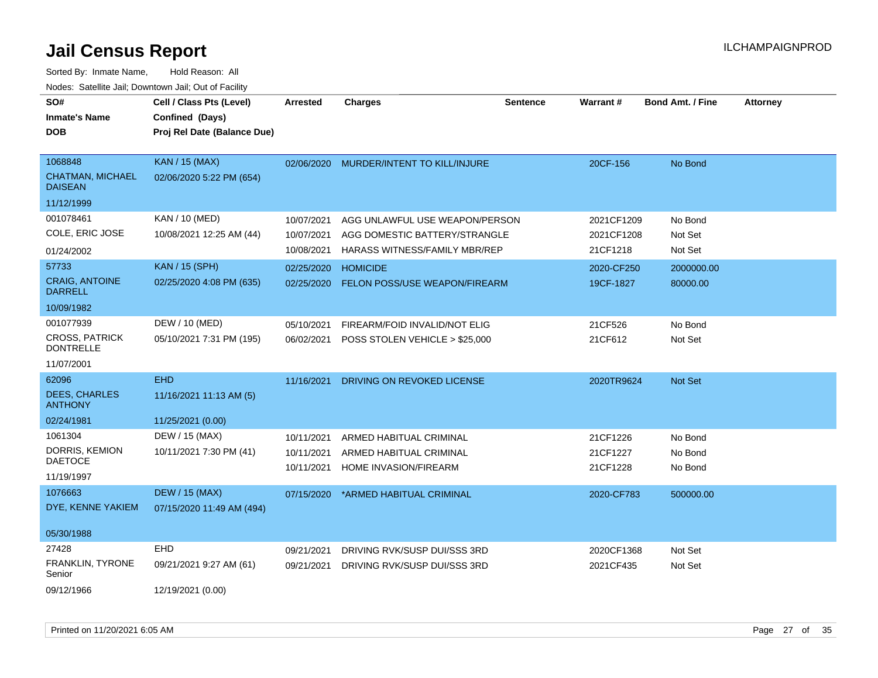# Jail Census Report

ILCHAMPAIGNPROD

Sorted By: Inmate Name, Hold Reason: All

Nodes: Satellite Jail; Downtown Jail; Out of Facility

| SO# / Inmate's Name / DOB | Cell / Class Pts (Level) / Confined (Days) / Proj Rel Date (Balance Due) | Arrested | Charges | Sentence | Warrant # | Bond Amt. / Fine | Attorney |
|---|---|---|---|---|---|---|---|
| 1068848<br>CHATMAN, MICHAEL DAISEAN<br>11/12/1999 | KAN / 15 (MAX)<br>02/06/2020 5:22 PM (654) | 02/06/2020 | MURDER/INTENT TO KILL/INJURE | | 20CF-156 | No Bond | |
| 001078461<br>COLE, ERIC JOSE<br>01/24/2002 | KAN / 10 (MED)<br>10/08/2021 12:25 AM (44) | 10/07/2021 | AGG UNLAWFUL USE WEAPON/PERSON | | 2021CF1209 | No Bond | |
| | | 10/07/2021 | AGG DOMESTIC BATTERY/STRANGLE | | 2021CF1208 | Not Set | |
| | | 10/08/2021 | HARASS WITNESS/FAMILY MBR/REP | | 21CF1218 | Not Set | |
| 57733<br>CRAIG, ANTOINE DARRELL<br>10/09/1982 | KAN / 15 (SPH)<br>02/25/2020 4:08 PM (635) | 02/25/2020 | HOMICIDE | | 2020-CF250 | 2000000.00 | |
| | | 02/25/2020 | FELON POSS/USE WEAPON/FIREARM | | 19CF-1827 | 80000.00 | |
| 001077939<br>CROSS, PATRICK DONTRELLE<br>11/07/2001 | DEW / 10 (MED)<br>05/10/2021 7:31 PM (195) | 05/10/2021 | FIREARM/FOID INVALID/NOT ELIG | | 21CF526 | No Bond | |
| | | 06/02/2021 | POSS STOLEN VEHICLE > $25,000 | | 21CF612 | Not Set | |
| 62096<br>DEES, CHARLES ANTHONY<br>02/24/1981 | EHD<br>11/16/2021 11:13 AM (5)<br>11/25/2021 (0.00) | 11/16/2021 | DRIVING ON REVOKED LICENSE | | 2020TR9624 | Not Set | |
| 1061304<br>DORRIS, KEMION DAETOCE<br>11/19/1997 | DEW / 15 (MAX)<br>10/11/2021 7:30 PM (41) | 10/11/2021 | ARMED HABITUAL CRIMINAL | | 21CF1226 | No Bond | |
| | | 10/11/2021 | ARMED HABITUAL CRIMINAL | | 21CF1227 | No Bond | |
| | | 10/11/2021 | HOME INVASION/FIREARM | | 21CF1228 | No Bond | |
| 1076663<br>DYE, KENNE YAKIEM<br>05/30/1988 | DEW / 15 (MAX)<br>07/15/2020 11:49 AM (494) | 07/15/2020 | *ARMED HABITUAL CRIMINAL | | 2020-CF783 | 500000.00 | |
| 27428<br>FRANKLIN, TYRONE Senior<br>09/12/1966 | EHD<br>09/21/2021 9:27 AM (61)<br>12/19/2021 (0.00) | 09/21/2021 | DRIVING RVK/SUSP DUI/SSS 3RD | | 2020CF1368 | Not Set | |
| | | 09/21/2021 | DRIVING RVK/SUSP DUI/SSS 3RD | | 2021CF435 | Not Set | |

Printed on 11/20/2021 6:05 AM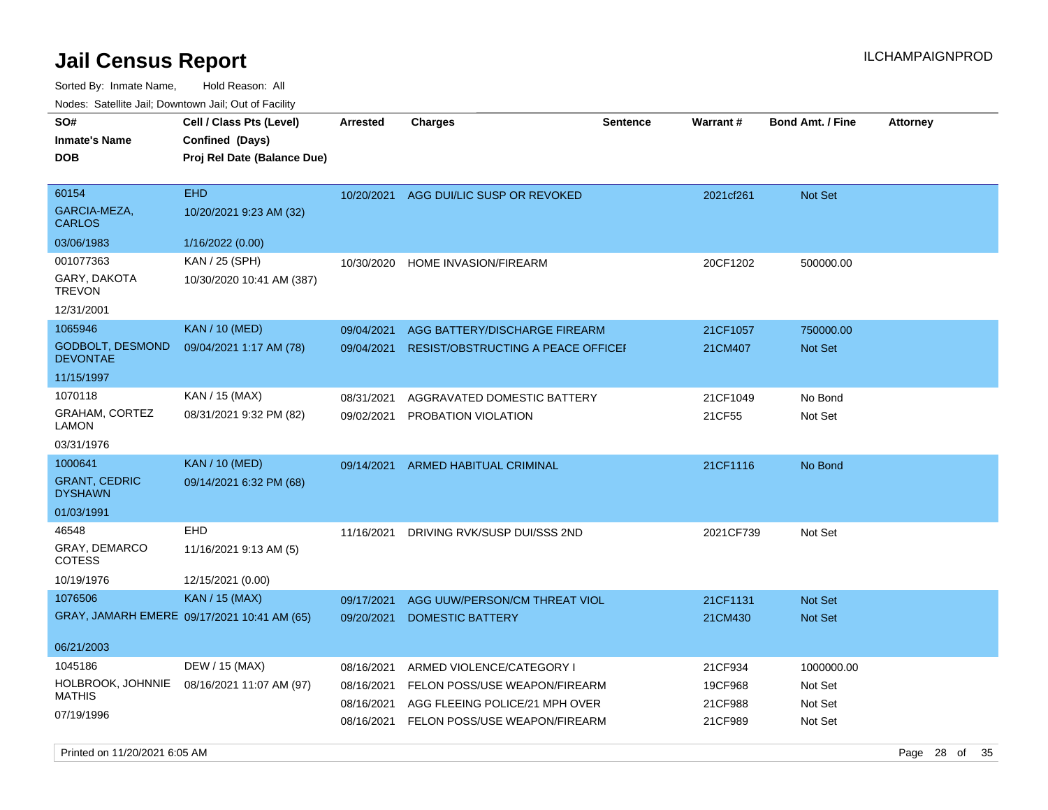# Jail Census Report

ILCHAMPAIGNPROD

Sorted By: Inmate Name, Hold Reason: All

Nodes: Satellite Jail; Downtown Jail; Out of Facility

| SO# / Inmate's Name / DOB | Cell / Class Pts (Level) / Confined (Days) / Proj Rel Date (Balance Due) | Arrested | Charges | Sentence | Warrant # | Bond Amt. / Fine | Attorney |
|---|---|---|---|---|---|---|---|
| 60154 GARCIA-MEZA, CARLOS 03/06/1983 | EHD 10/20/2021 9:23 AM (32) 1/16/2022 (0.00) | 10/20/2021 | AGG DUI/LIC SUSP OR REVOKED | | 2021cf261 | Not Set | |
| 001077363 GARY, DAKOTA TREVON 12/31/2001 | KAN / 25 (SPH) 10/30/2020 10:41 AM (387) | 10/30/2020 | HOME INVASION/FIREARM | | 20CF1202 | 500000.00 | |
| 1065946 GODBOLT, DESMOND DEVONTAE 11/15/1997 | KAN / 10 (MED) 09/04/2021 1:17 AM (78) | 09/04/2021 | AGG BATTERY/DISCHARGE FIREARM | | 21CF1057 | 750000.00 | |
| | | 09/04/2021 | RESIST/OBSTRUCTING A PEACE OFFICEI | | 21CM407 | Not Set | |
| 1070118 GRAHAM, CORTEZ LAMON 03/31/1976 | KAN / 15 (MAX) 08/31/2021 9:32 PM (82) | 08/31/2021 | AGGRAVATED DOMESTIC BATTERY | | 21CF1049 | No Bond | |
| | | 09/02/2021 | PROBATION VIOLATION | | 21CF55 | Not Set | |
| 1000641 GRANT, CEDRIC DYSHAWN 01/03/1991 | KAN / 10 (MED) 09/14/2021 6:32 PM (68) | 09/14/2021 | ARMED HABITUAL CRIMINAL | | 21CF1116 | No Bond | |
| 46548 GRAY, DEMARCO COTESS 10/19/1976 | EHD 11/16/2021 9:13 AM (5) 12/15/2021 (0.00) | 11/16/2021 | DRIVING RVK/SUSP DUI/SSS 2ND | | 2021CF739 | Not Set | |
| 1076506 GRAY, JAMARH EMERE 06/21/2003 | KAN / 15 (MAX) 09/17/2021 10:41 AM (65) | 09/17/2021 | AGG UUW/PERSON/CM THREAT VIOL | | 21CF1131 | Not Set | |
| | | 09/20/2021 | DOMESTIC BATTERY | | 21CM430 | Not Set | |
| 1045186 HOLBROOK, JOHNNIE MATHIS 07/19/1996 | DEW / 15 (MAX) 08/16/2021 11:07 AM (97) | 08/16/2021 | ARMED VIOLENCE/CATEGORY I | | 21CF934 | 1000000.00 | |
| | | 08/16/2021 | FELON POSS/USE WEAPON/FIREARM | | 19CF968 | Not Set | |
| | | 08/16/2021 | AGG FLEEING POLICE/21 MPH OVER | | 21CF988 | Not Set | |
| | | 08/16/2021 | FELON POSS/USE WEAPON/FIREARM | | 21CF989 | Not Set | |

Printed on 11/20/2021 6:05 AM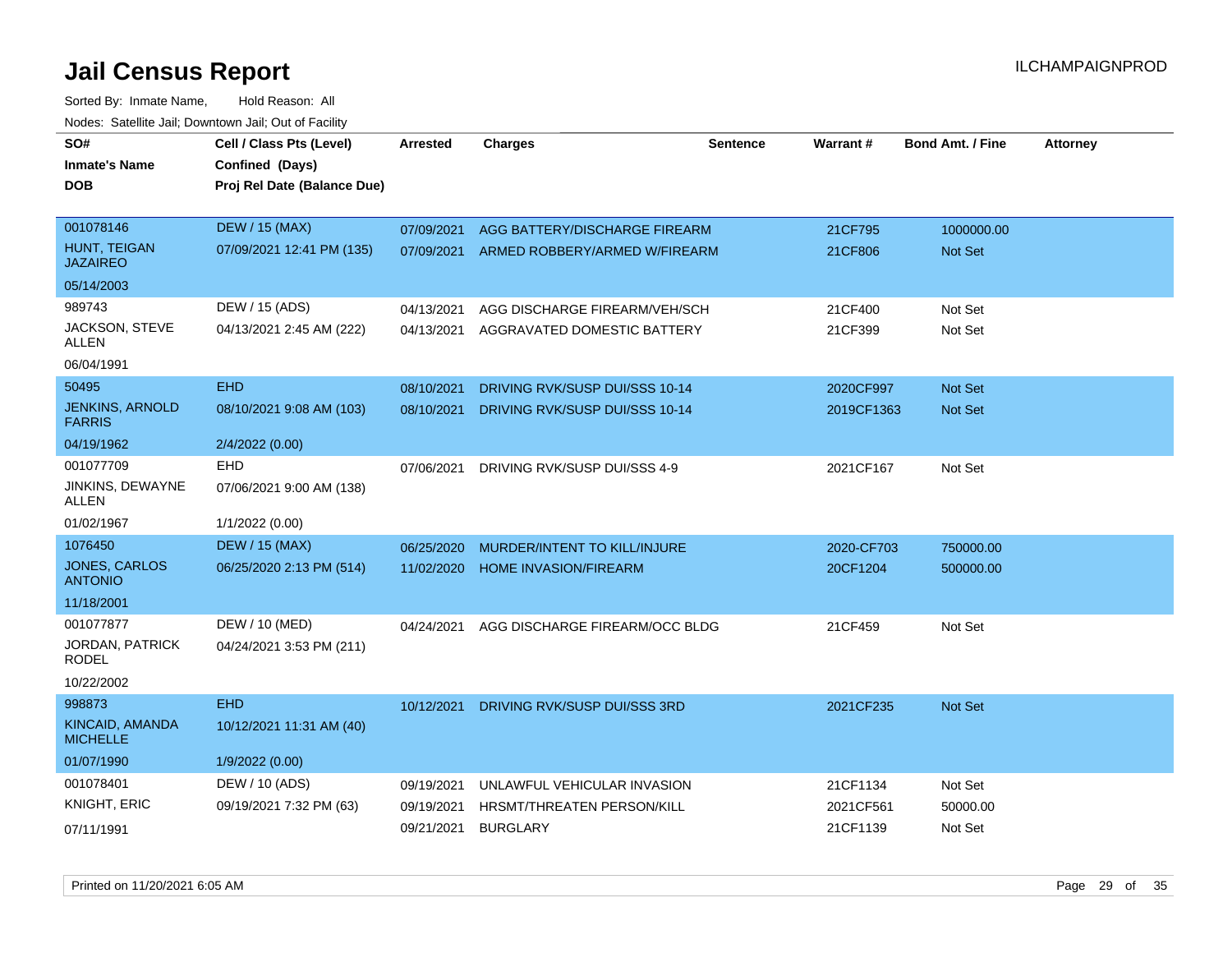# Jail Census Report

Sorted By: Inmate Name, Hold Reason: All

Nodes: Satellite Jail; Downtown Jail; Out of Facility

| SO# / Inmate's Name / DOB | Cell / Class Pts (Level) / Confined (Days) / Proj Rel Date (Balance Due) | Arrested | Charges | Sentence | Warrant # | Bond Amt. / Fine | Attorney |
|---|---|---|---|---|---|---|---|
| 001078146 HUNT, TEIGAN JAZAIREO 05/14/2003 | DEW / 15 (MAX) 07/09/2021 12:41 PM (135) | 07/09/2021 | AGG BATTERY/DISCHARGE FIREARM | | 21CF795 | 1000000.00 | |
| | | 07/09/2021 | ARMED ROBBERY/ARMED W/FIREARM | | 21CF806 | Not Set | |
| 989743 JACKSON, STEVE ALLEN 06/04/1991 | DEW / 15 (ADS) 04/13/2021 2:45 AM (222) | 04/13/2021 | AGG DISCHARGE FIREARM/VEH/SCH | | 21CF400 | Not Set | |
| | | 04/13/2021 | AGGRAVATED DOMESTIC BATTERY | | 21CF399 | Not Set | |
| 50495 JENKINS, ARNOLD FARRIS 04/19/1962 | EHD 08/10/2021 9:08 AM (103) 2/4/2022 (0.00) | 08/10/2021 | DRIVING RVK/SUSP DUI/SSS 10-14 | | 2020CF997 | Not Set | |
| | | 08/10/2021 | DRIVING RVK/SUSP DUI/SSS 10-14 | | 2019CF1363 | Not Set | |
| 001077709 JINKINS, DEWAYNE ALLEN 01/02/1967 | EHD 07/06/2021 9:00 AM (138) 1/1/2022 (0.00) | 07/06/2021 | DRIVING RVK/SUSP DUI/SSS 4-9 | | 2021CF167 | Not Set | |
| 1076450 JONES, CARLOS ANTONIO 11/18/2001 | DEW / 15 (MAX) 06/25/2020 2:13 PM (514) | 06/25/2020 | MURDER/INTENT TO KILL/INJURE | | 2020-CF703 | 750000.00 | |
| | | 11/02/2020 | HOME INVASION/FIREARM | | 20CF1204 | 500000.00 | |
| 001077877 JORDAN, PATRICK RODEL 10/22/2002 | DEW / 10 (MED) 04/24/2021 3:53 PM (211) | 04/24/2021 | AGG DISCHARGE FIREARM/OCC BLDG | | 21CF459 | Not Set | |
| 998873 KINCAID, AMANDA MICHELLE 01/07/1990 | EHD 10/12/2021 11:31 AM (40) 1/9/2022 (0.00) | 10/12/2021 | DRIVING RVK/SUSP DUI/SSS 3RD | | 2021CF235 | Not Set | |
| 001078401 KNIGHT, ERIC 07/11/1991 | DEW / 10 (ADS) 09/19/2021 7:32 PM (63) | 09/19/2021 | UNLAWFUL VEHICULAR INVASION | | 21CF1134 | Not Set | |
| | | 09/19/2021 | HRSMT/THREATEN PERSON/KILL | | 2021CF561 | 50000.00 | |
| | | 09/21/2021 | BURGLARY | | 21CF1139 | Not Set | |

Printed on 11/20/2021 6:05 AM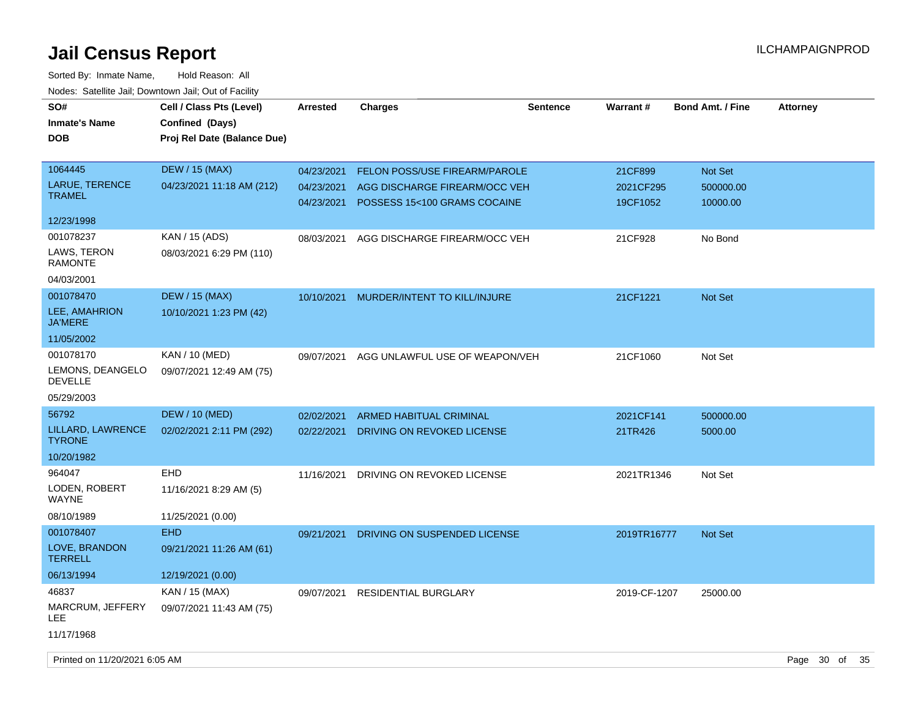# Jail Census Report

ILCHAMPAIGNPROD

Sorted By: Inmate Name, Hold Reason: All

Nodes: Satellite Jail; Downtown Jail; Out of Facility

| SO# / Inmate's Name / DOB | Cell / Class Pts (Level) / Confined (Days) / Proj Rel Date (Balance Due) | Arrested | Charges | Sentence | Warrant # | Bond Amt. / Fine | Attorney |
|---|---|---|---|---|---|---|---|
| 1064445<br>LARUE, TERENCE TRAMEL<br>12/23/1998 | DEW / 15 (MAX)<br>04/23/2021 11:18 AM (212) | 04/23/2021<br>04/23/2021<br>04/23/2021 | FELON POSS/USE FIREARM/PAROLE<br>AGG DISCHARGE FIREARM/OCC VEH<br>POSSESS 15<100 GRAMS COCAINE | | 21CF899<br>2021CF295<br>19CF1052 | Not Set<br>500000.00<br>10000.00 | |
| 001078237<br>LAWS, TERON RAMONTE<br>04/03/2001 | KAN / 15 (ADS)<br>08/03/2021 6:29 PM (110) | 08/03/2021 | AGG DISCHARGE FIREARM/OCC VEH | | 21CF928 | No Bond | |
| 001078470<br>LEE, AMAHRION JA'MERE<br>11/05/2002 | DEW / 15 (MAX)<br>10/10/2021 1:23 PM (42) | 10/10/2021 | MURDER/INTENT TO KILL/INJURE | | 21CF1221 | Not Set | |
| 001078170<br>LEMONS, DEANGELO DEVELLE<br>05/29/2003 | KAN / 10 (MED)<br>09/07/2021 12:49 AM (75) | 09/07/2021 | AGG UNLAWFUL USE OF WEAPON/VEH | | 21CF1060 | Not Set | |
| 56792<br>LILLARD, LAWRENCE TYRONE<br>10/20/1982 | DEW / 10 (MED)<br>02/02/2021 2:11 PM (292) | 02/02/2021<br>02/22/2021 | ARMED HABITUAL CRIMINAL<br>DRIVING ON REVOKED LICENSE | | 2021CF141<br>21TR426 | 500000.00<br>5000.00 | |
| 964047<br>LODEN, ROBERT WAYNE<br>08/10/1989 | EHD<br>11/16/2021 8:29 AM (5)<br>11/25/2021 (0.00) | 11/16/2021 | DRIVING ON REVOKED LICENSE | | 2021TR1346 | Not Set | |
| 001078407<br>LOVE, BRANDON TERRELL<br>06/13/1994 | EHD<br>09/21/2021 11:26 AM (61)<br>12/19/2021 (0.00) | 09/21/2021 | DRIVING ON SUSPENDED LICENSE | | 2019TR16777 | Not Set | |
| 46837<br>MARCRUM, JEFFERY LEE<br>11/17/1968 | KAN / 15 (MAX)<br>09/07/2021 11:43 AM (75) | 09/07/2021 | RESIDENTIAL BURGLARY | | 2019-CF-1207 | 25000.00 | |

Printed on 11/20/2021 6:05 AM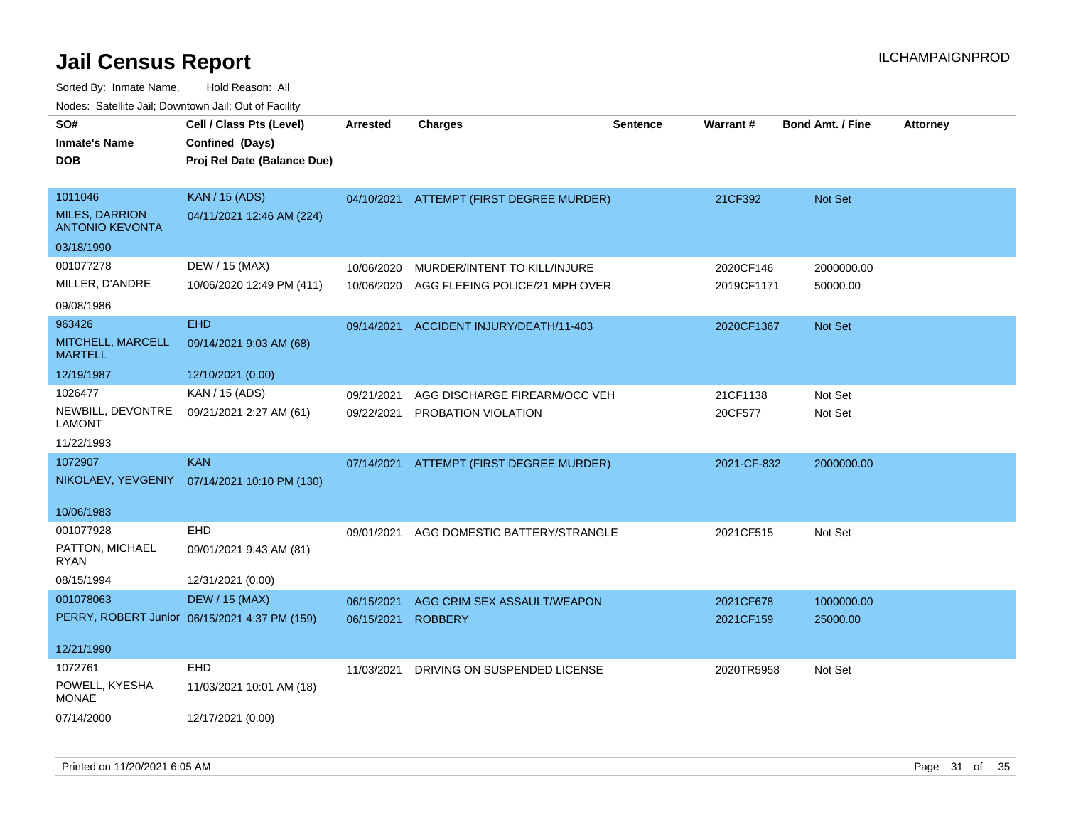# Jail Census Report

Sorted By: Inmate Name, Hold Reason: All

Nodes: Satellite Jail; Downtown Jail; Out of Facility

| SO# / Inmate's Name / DOB | Cell / Class Pts (Level) / Confined (Days) / Proj Rel Date (Balance Due) | Arrested | Charges | Sentence | Warrant # | Bond Amt. / Fine | Attorney |
|---|---|---|---|---|---|---|---|
| 1011046 MILES, DARRION ANTONIO KEVONTA 03/18/1990 | KAN / 15 (ADS) 04/11/2021 12:46 AM (224) | 04/10/2021 | ATTEMPT (FIRST DEGREE MURDER) | | 21CF392 | Not Set | |
| 001077278 MILLER, D'ANDRE 09/08/1986 | DEW / 15 (MAX) 10/06/2020 12:49 PM (411) | 10/06/2020 | MURDER/INTENT TO KILL/INJURE | | 2020CF146 | 2000000.00 | |
| | | 10/06/2020 | AGG FLEEING POLICE/21 MPH OVER | | 2019CF1171 | 50000.00 | |
| 963426 MITCHELL, MARCELL MARTELL 12/19/1987 | EHD 09/14/2021 9:03 AM (68) 12/10/2021 (0.00) | 09/14/2021 | ACCIDENT INJURY/DEATH/11-403 | | 2020CF1367 | Not Set | |
| 1026477 NEWBILL, DEVONTRE LAMONT 11/22/1993 | KAN / 15 (ADS) 09/21/2021 2:27 AM (61) | 09/21/2021 | AGG DISCHARGE FIREARM/OCC VEH | | 21CF1138 | Not Set | |
| | | 09/22/2021 | PROBATION VIOLATION | | 20CF577 | Not Set | |
| 1072907 NIKOLAEV, YEVGENIY 10/06/1983 | KAN 07/14/2021 10:10 PM (130) | 07/14/2021 | ATTEMPT (FIRST DEGREE MURDER) | | 2021-CF-832 | 2000000.00 | |
| 001077928 PATTON, MICHAEL RYAN 08/15/1994 | EHD 09/01/2021 9:43 AM (81) 12/31/2021 (0.00) | 09/01/2021 | AGG DOMESTIC BATTERY/STRANGLE | | 2021CF515 | Not Set | |
| 001078063 PERRY, ROBERT Junior 12/21/1990 | DEW / 15 (MAX) 06/15/2021 4:37 PM (159) | 06/15/2021 | AGG CRIM SEX ASSAULT/WEAPON | | 2021CF678 | 1000000.00 | |
| | | 06/15/2021 | ROBBERY | | 2021CF159 | 25000.00 | |
| 1072761 POWELL, KYESHA MONAE 07/14/2000 | EHD 11/03/2021 10:01 AM (18) 12/17/2021 (0.00) | 11/03/2021 | DRIVING ON SUSPENDED LICENSE | | 2020TR5958 | Not Set | |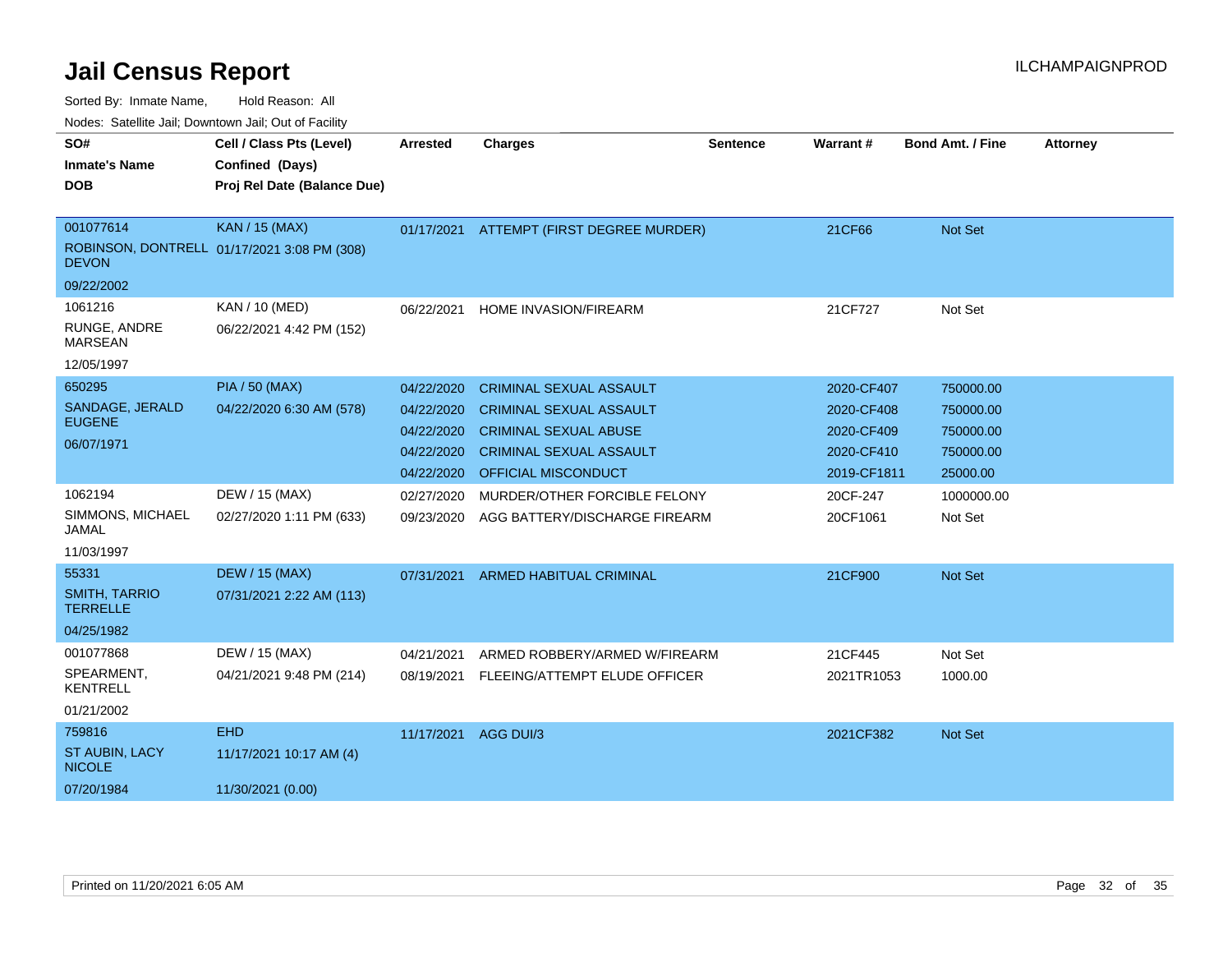# Jail Census Report

ILCHAMPAIGNPROD

Sorted By: Inmate Name, Hold Reason: All

Nodes: Satellite Jail; Downtown Jail; Out of Facility

| SO# / Inmate's Name / DOB | Cell / Class Pts (Level) / Confined (Days) / Proj Rel Date (Balance Due) | Arrested | Charges | Sentence | Warrant # | Bond Amt. / Fine | Attorney |
|---|---|---|---|---|---|---|---|
| 001077614<br>ROBINSON, DONTRELL DEVON<br>09/22/2002 | KAN / 15 (MAX)<br>01/17/2021 3:08 PM (308) | 01/17/2021 | ATTEMPT (FIRST DEGREE MURDER) | | 21CF66 | Not Set | |
| 1061216<br>RUNGE, ANDRE MARSEAN<br>12/05/1997 | KAN / 10 (MED)<br>06/22/2021 4:42 PM (152) | 06/22/2021 | HOME INVASION/FIREARM | | 21CF727 | Not Set | |
| 650295<br>SANDAGE, JERALD EUGENE<br>06/07/1971 | PIA / 50 (MAX)<br>04/22/2020 6:30 AM (578) | 04/22/2020 | CRIMINAL SEXUAL ASSAULT | | 2020-CF407 | 750000.00 | |
| | | 04/22/2020 | CRIMINAL SEXUAL ASSAULT | | 2020-CF408 | 750000.00 | |
| | | 04/22/2020 | CRIMINAL SEXUAL ABUSE | | 2020-CF409 | 750000.00 | |
| | | 04/22/2020 | CRIMINAL SEXUAL ASSAULT | | 2020-CF410 | 750000.00 | |
| | | 04/22/2020 | OFFICIAL MISCONDUCT | | 2019-CF1811 | 25000.00 | |
| 1062194<br>SIMMONS, MICHAEL JAMAL<br>11/03/1997 | DEW / 15 (MAX)<br>02/27/2020 1:11 PM (633) | 02/27/2020 | MURDER/OTHER FORCIBLE FELONY | | 20CF-247 | 1000000.00 | |
| | | 09/23/2020 | AGG BATTERY/DISCHARGE FIREARM | | 20CF1061 | Not Set | |
| 55331<br>SMITH, TARRIO TERRELLE<br>04/25/1982 | DEW / 15 (MAX)<br>07/31/2021 2:22 AM (113) | 07/31/2021 | ARMED HABITUAL CRIMINAL | | 21CF900 | Not Set | |
| 001077868<br>SPEARMENT, KENTRELL<br>01/21/2002 | DEW / 15 (MAX)<br>04/21/2021 9:48 PM (214) | 04/21/2021 | ARMED ROBBERY/ARMED W/FIREARM | | 21CF445 | Not Set | |
| | | 08/19/2021 | FLEEING/ATTEMPT ELUDE OFFICER | | 2021TR1053 | 1000.00 | |
| 759816<br>ST AUBIN, LACY NICOLE<br>07/20/1984 | EHD<br>11/17/2021 10:17 AM (4)<br>11/30/2021 (0.00) | 11/17/2021 | AGG DUI/3 | | 2021CF382 | Not Set | |

Printed on 11/20/2021 6:05 AM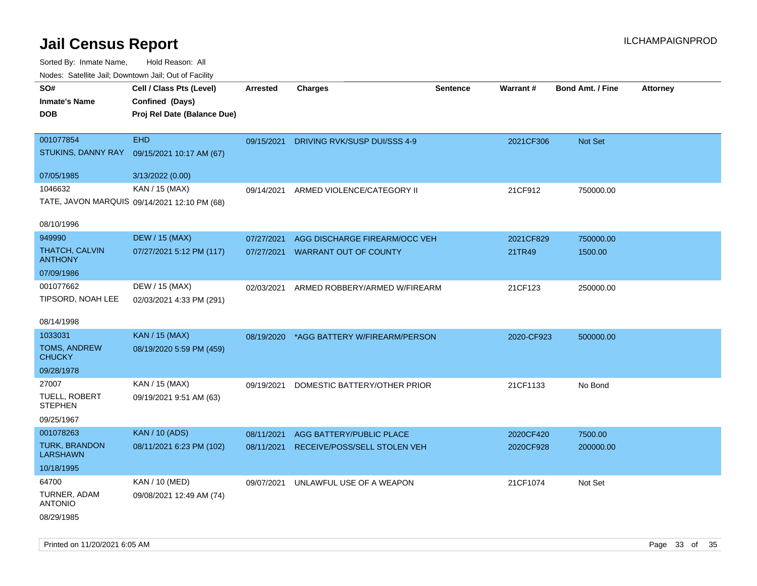# Jail Census Report

ILCHAMPAIGNPROD

Sorted By: Inmate Name, Hold Reason: All

Nodes: Satellite Jail; Downtown Jail; Out of Facility

| SO# / Inmate's Name / DOB | Cell / Class Pts (Level) / Confined (Days) / Proj Rel Date (Balance Due) | Arrested | Charges | Sentence | Warrant # | Bond Amt. / Fine | Attorney |
|---|---|---|---|---|---|---|---|
| 001077854<br>STUKINS, DANNY RAY<br>07/05/1985 | EHD<br>09/15/2021 10:17 AM (67)<br>3/13/2022 (0.00) | 09/15/2021 | DRIVING RVK/SUSP DUI/SSS 4-9 | | 2021CF306 | Not Set | |
| 1046632<br>TATE, JAVON MARQUIS<br>08/10/1996 | KAN / 15 (MAX)<br>09/14/2021 12:10 PM (68) | 09/14/2021 | ARMED VIOLENCE/CATEGORY II | | 21CF912 | 750000.00 | |
| 949990<br>THATCH, CALVIN ANTHONY<br>07/09/1986 | DEW / 15 (MAX)<br>07/27/2021 5:12 PM (117) | 07/27/2021<br>07/27/2021 | AGG DISCHARGE FIREARM/OCC VEH<br>WARRANT OUT OF COUNTY | | 2021CF829<br>21TR49 | 750000.00<br>1500.00 | |
| 001077662<br>TIPSORD, NOAH LEE<br>08/14/1998 | DEW / 15 (MAX)<br>02/03/2021 4:33 PM (291) | 02/03/2021 | ARMED ROBBERY/ARMED W/FIREARM | | 21CF123 | 250000.00 | |
| 1033031<br>TOMS, ANDREW CHUCKY<br>09/28/1978 | KAN / 15 (MAX)<br>08/19/2020 5:59 PM (459) | 08/19/2020 | *AGG BATTERY W/FIREARM/PERSON | | 2020-CF923 | 500000.00 | |
| 27007<br>TUELL, ROBERT STEPHEN<br>09/25/1967 | KAN / 15 (MAX)<br>09/19/2021 9:51 AM (63) | 09/19/2021 | DOMESTIC BATTERY/OTHER PRIOR | | 21CF1133 | No Bond | |
| 001078263<br>TURK, BRANDON LARSHAWN<br>10/18/1995 | KAN / 10 (ADS)<br>08/11/2021 6:23 PM (102) | 08/11/2021<br>08/11/2021 | AGG BATTERY/PUBLIC PLACE<br>RECEIVE/POSS/SELL STOLEN VEH | | 2020CF420<br>2020CF928 | 7500.00<br>200000.00 | |
| 64700<br>TURNER, ADAM ANTONIO<br>08/29/1985 | KAN / 10 (MED)<br>09/08/2021 12:49 AM (74) | 09/07/2021 | UNLAWFUL USE OF A WEAPON | | 21CF1074 | Not Set | |

Printed on 11/20/2021 6:05 AM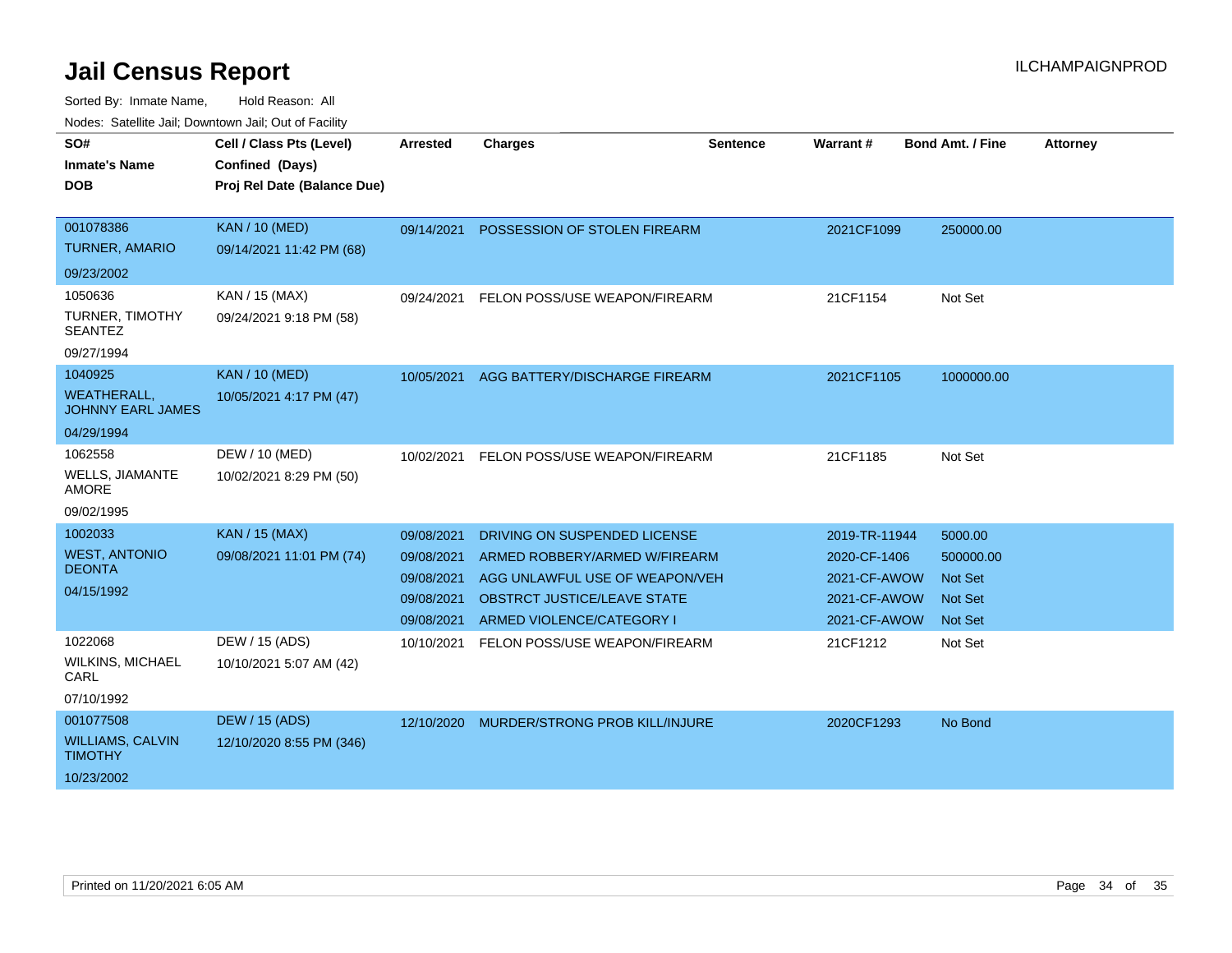# Jail Census Report

Sorted By: Inmate Name, Hold Reason: All

Nodes: Satellite Jail; Downtown Jail; Out of Facility

| SO# / Inmate's Name / DOB | Cell / Class Pts (Level) / Confined (Days) / Proj Rel Date (Balance Due) | Arrested | Charges | Sentence | Warrant # | Bond Amt. / Fine | Attorney |
|---|---|---|---|---|---|---|---|
| 001078386<br>TURNER, AMARIO<br>09/23/2002 | KAN / 10 (MED)<br>09/14/2021 11:42 PM (68) | 09/14/2021 | POSSESSION OF STOLEN FIREARM | | 2021CF1099 | 250000.00 | |
| 1050636<br>TURNER, TIMOTHY SEANTEZ<br>09/27/1994 | KAN / 15 (MAX)<br>09/24/2021 9:18 PM (58) | 09/24/2021 | FELON POSS/USE WEAPON/FIREARM | | 21CF1154 | Not Set | |
| 1040925<br>WEATHERALL, JOHNNY EARL JAMES<br>04/29/1994 | KAN / 10 (MED)<br>10/05/2021 4:17 PM (47) | 10/05/2021 | AGG BATTERY/DISCHARGE FIREARM | | 2021CF1105 | 1000000.00 | |
| 1062558<br>WELLS, JIAMANTE AMORE<br>09/02/1995 | DEW / 10 (MED)<br>10/02/2021 8:29 PM (50) | 10/02/2021 | FELON POSS/USE WEAPON/FIREARM | | 21CF1185 | Not Set | |
| 1002033<br>WEST, ANTONIO DEONTA<br>04/15/1992 | KAN / 15 (MAX)<br>09/08/2021 11:01 PM (74) | 09/08/2021 | DRIVING ON SUSPENDED LICENSE | | 2019-TR-11944 | 5000.00 | |
| | | 09/08/2021 | ARMED ROBBERY/ARMED W/FIREARM | | 2020-CF-1406 | 500000.00 | |
| | | 09/08/2021 | AGG UNLAWFUL USE OF WEAPON/VEH | | 2021-CF-AWOW | Not Set | |
| | | 09/08/2021 | OBSTRCT JUSTICE/LEAVE STATE | | 2021-CF-AWOW | Not Set | |
| | | 09/08/2021 | ARMED VIOLENCE/CATEGORY I | | 2021-CF-AWOW | Not Set | |
| 1022068<br>WILKINS, MICHAEL CARL<br>07/10/1992 | DEW / 15 (ADS)<br>10/10/2021 5:07 AM (42) | 10/10/2021 | FELON POSS/USE WEAPON/FIREARM | | 21CF1212 | Not Set | |
| 001077508<br>WILLIAMS, CALVIN TIMOTHY<br>10/23/2002 | DEW / 15 (ADS)<br>12/10/2020 8:55 PM (346) | 12/10/2020 | MURDER/STRONG PROB KILL/INJURE | | 2020CF1293 | No Bond | |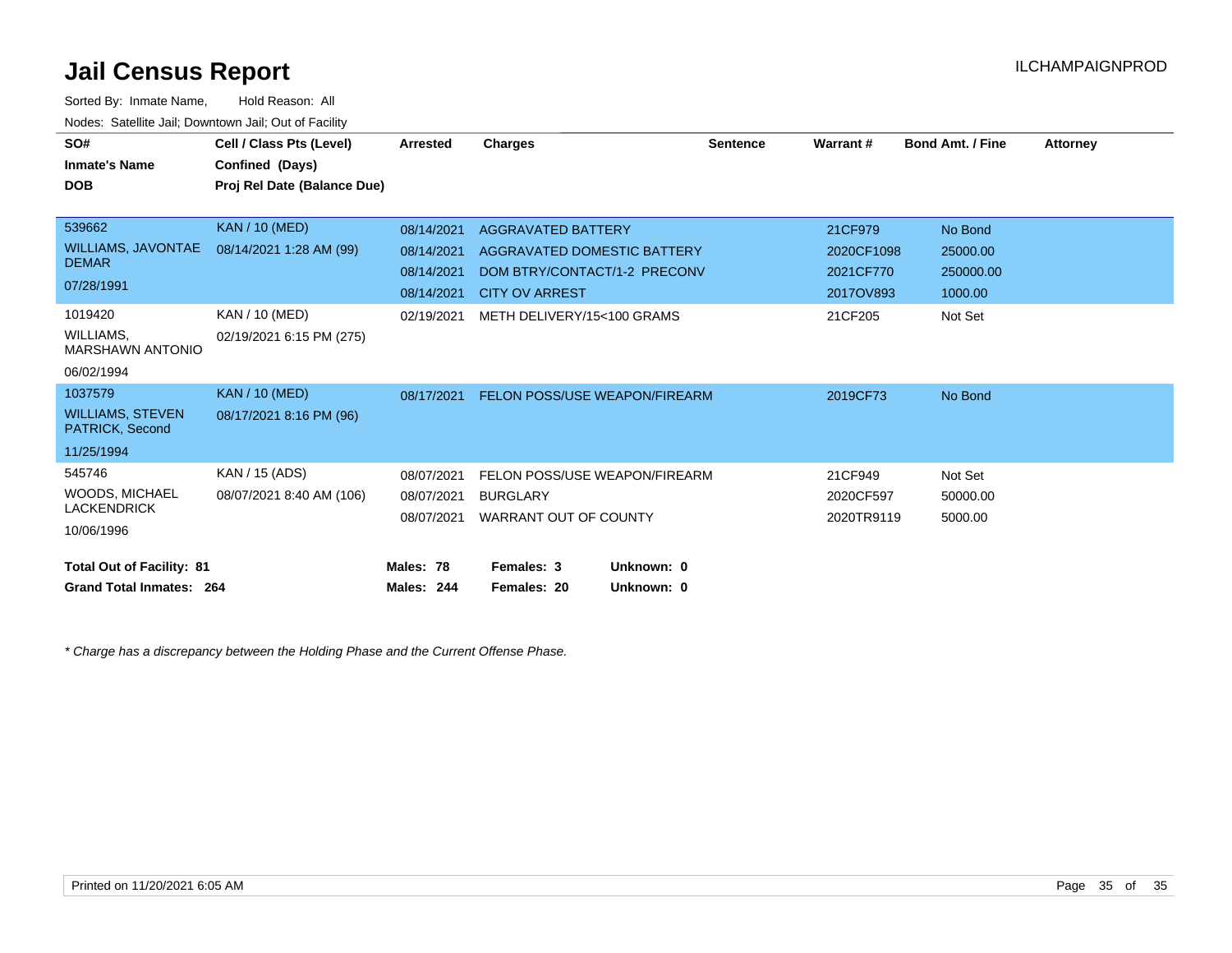# Jail Census Report

ILCHAMPAIGNPROD

Sorted By: Inmate Name, Hold Reason: All

Nodes: Satellite Jail; Downtown Jail; Out of Facility

| SO# / Inmate's Name / DOB | Cell / Class Pts (Level) / Confined (Days) / Proj Rel Date (Balance Due) | Arrested | Charges | Sentence | Warrant # | Bond Amt. / Fine | Attorney |
|---|---|---|---|---|---|---|---|
| 539662<br>WILLIAMS, JAVONTAE DEMAR<br>07/28/1991 | KAN / 10 (MED)<br>08/14/2021 1:28 AM (99) | 08/14/2021 | AGGRAVATED BATTERY | | 21CF979 | No Bond | |
| | | 08/14/2021 | AGGRAVATED DOMESTIC BATTERY | | 2020CF1098 | 25000.00 | |
| | | 08/14/2021 | DOM BTRY/CONTACT/1-2 PRECONV | | 2021CF770 | 250000.00 | |
| | | 08/14/2021 | CITY OV ARREST | | 2017OV893 | 1000.00 | |
| 1019420<br>WILLIAMS, MARSHAWN ANTONIO<br>06/02/1994 | KAN / 10 (MED)<br>02/19/2021 6:15 PM (275) | 02/19/2021 | METH DELIVERY/15<100 GRAMS | | 21CF205 | Not Set | |
| 1037579<br>WILLIAMS, STEVEN PATRICK, Second<br>11/25/1994 | KAN / 10 (MED)<br>08/17/2021 8:16 PM (96) | 08/17/2021 | FELON POSS/USE WEAPON/FIREARM | | 2019CF73 | No Bond | |
| 545746<br>WOODS, MICHAEL LACKENDRICK<br>10/06/1996 | KAN / 15 (ADS)<br>08/07/2021 8:40 AM (106) | 08/07/2021 | FELON POSS/USE WEAPON/FIREARM | | 21CF949 | Not Set | |
| | | 08/07/2021 | BURGLARY | | 2020CF597 | 50000.00 | |
| | | 08/07/2021 | WARRANT OUT OF COUNTY | | 2020TR9119 | 5000.00 | |

**Total Out of Facility: 81** **Males: 78** **Females: 3** **Unknown: 0**

**Grand Total Inmates: 264** **Males: 244** **Females: 20** **Unknown: 0**

*\* Charge has a discrepancy between the Holding Phase and the Current Offense Phase.*

Printed on 11/20/2021 6:05 AM